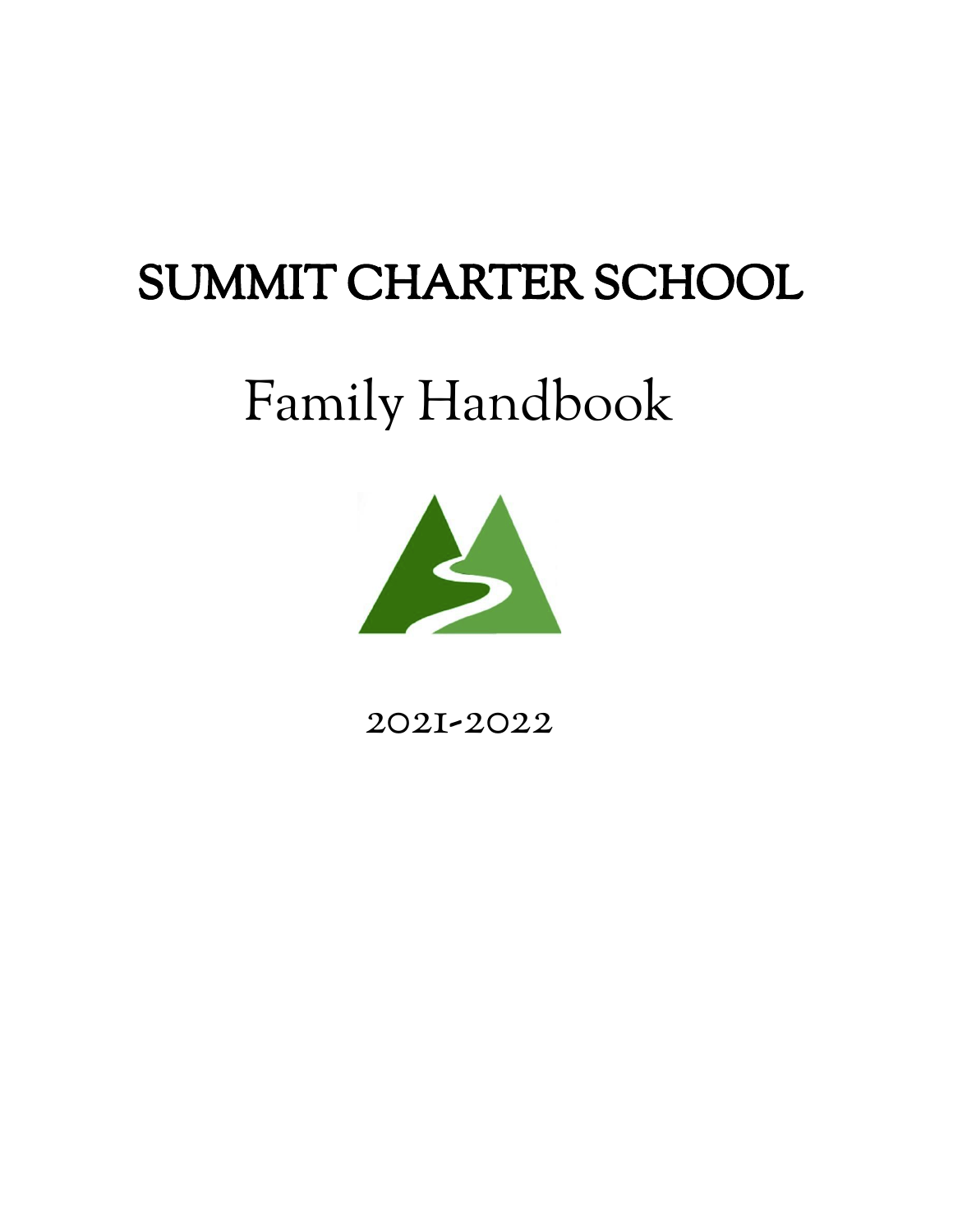# SUMMIT CHARTER SCHOOL

# Family Handbook

2021-2022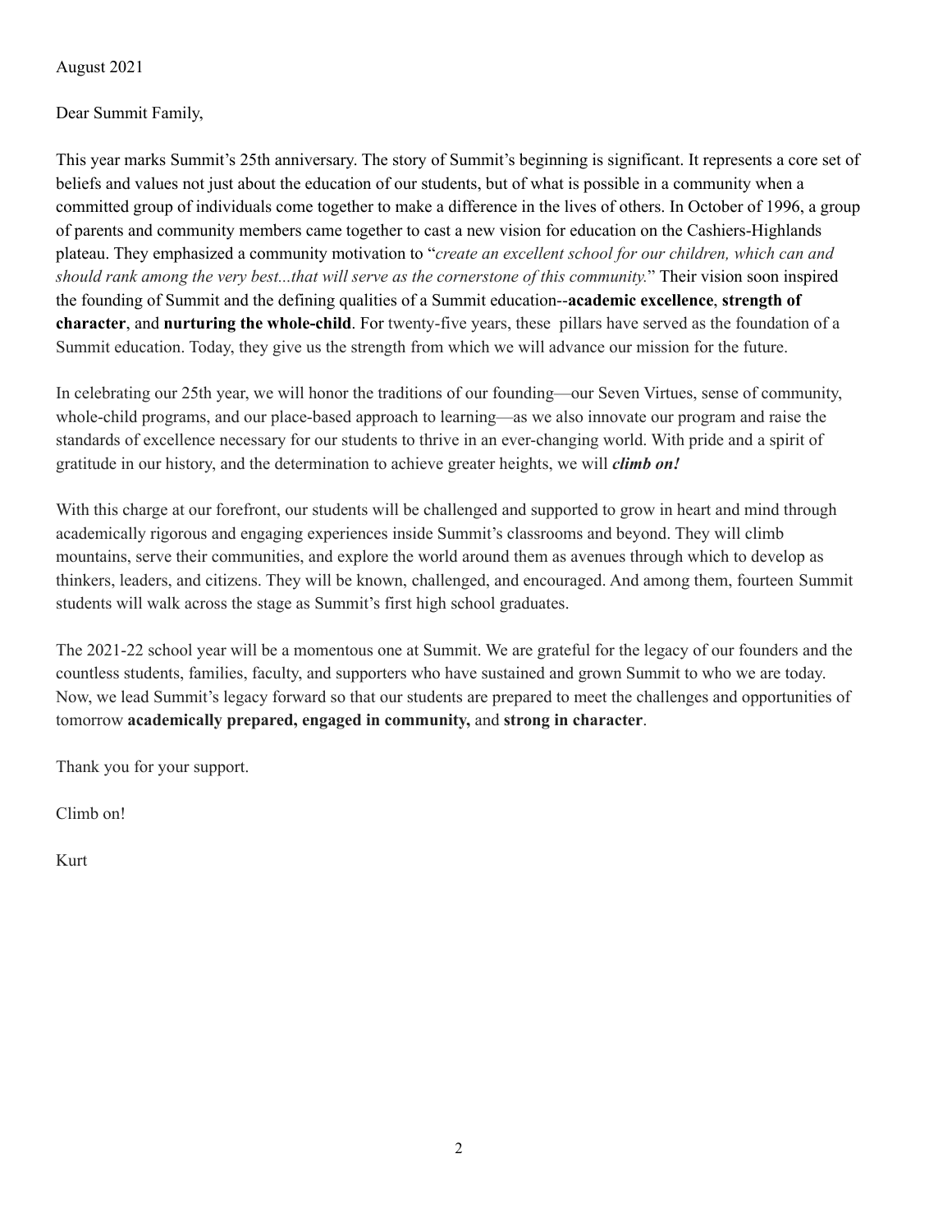August 2021

Dear Summit Family,

This year marks Summit's 25th anniversary. The story of Summit's beginning is significant. It represents a core set of beliefs and values not just about the education of our students, but of what is possible in a community when a committed group of individuals come together to make a difference in the lives of others. In October of 1996, a group of parents and community members came together to cast a new vision for education on the Cashiers-Highlands plateau. They emphasized a community motivation to "*create an excellent school for our children, which can and should rank among the very best...that will serve as the cornerstone of this community.*" Their vision soon inspired the founding of Summit and the defining qualities of a Summit education--**academic excellence**, **strength of character**, and **nurturing the whole-child**. For twenty-five years, these pillars have served as the foundation of a Summit education. Today, they give us the strength from which we will advance our mission for the future.

In celebrating our 25th year, we will honor the traditions of our founding—our Seven Virtues, sense of community, whole-child programs, and our place-based approach to learning—as we also innovate our program and raise the standards of excellence necessary for our students to thrive in an ever-changing world. With pride and a spirit of gratitude in our history, and the determination to achieve greater heights, we will ***climb on!***

With this charge at our forefront, our students will be challenged and supported to grow in heart and mind through academically rigorous and engaging experiences inside Summit's classrooms and beyond. They will climb mountains, serve their communities, and explore the world around them as avenues through which to develop as thinkers, leaders, and citizens. They will be known, challenged, and encouraged. And among them, fourteen Summit students will walk across the stage as Summit's first high school graduates.

The 2021-22 school year will be a momentous one at Summit. We are grateful for the legacy of our founders and the countless students, families, faculty, and supporters who have sustained and grown Summit to who we are today. Now, we lead Summit's legacy forward so that our students are prepared to meet the challenges and opportunities of tomorrow **academically prepared, engaged in community,** and **strong in character**.

Thank you for your support.

Climb on!

Kurt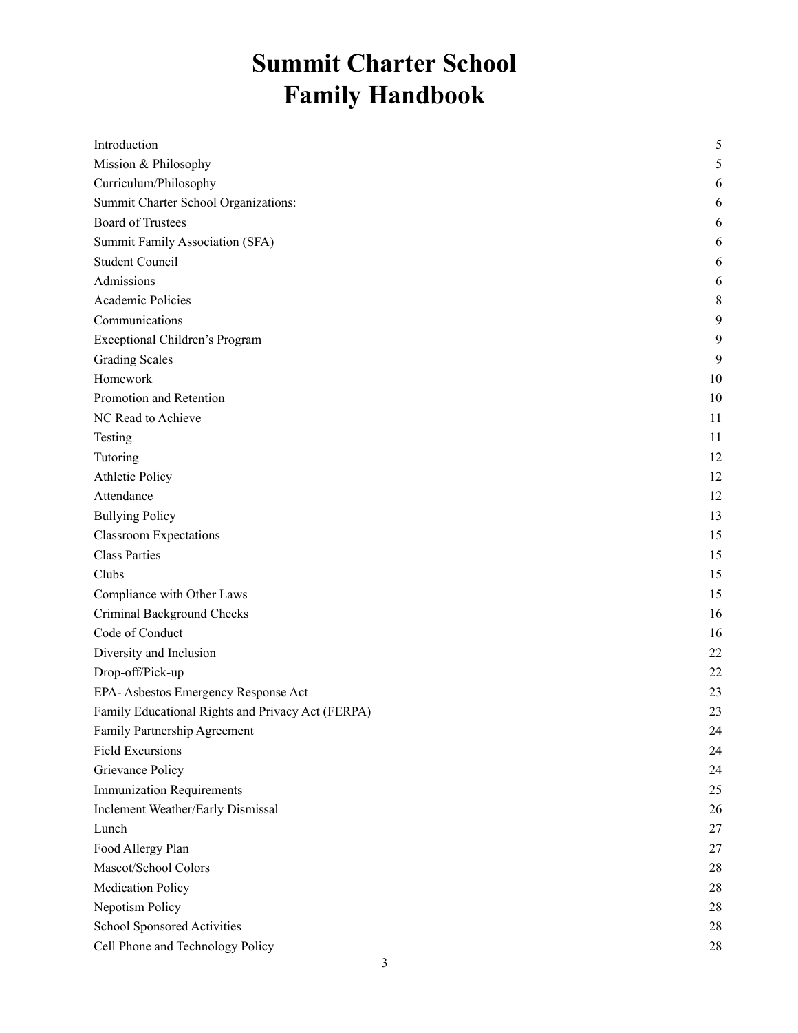# Summit Charter School
# Family Handbook

| | |
|---|---|
| Introduction | 5 |
| Mission & Philosophy | 5 |
| Curriculum/Philosophy | 6 |
| Summit Charter School Organizations: | 6 |
| Board of Trustees | 6 |
| Summit Family Association (SFA) | 6 |
| Student Council | 6 |
| Admissions | 6 |
| Academic Policies | 8 |
| Communications | 9 |
| Exceptional Children's Program | 9 |
| Grading Scales | 9 |
| Homework | 10 |
| Promotion and Retention | 10 |
| NC Read to Achieve | 11 |
| Testing | 11 |
| Tutoring | 12 |
| Athletic Policy | 12 |
| Attendance | 12 |
| Bullying Policy | 13 |
| Classroom Expectations | 15 |
| Class Parties | 15 |
| Clubs | 15 |
| Compliance with Other Laws | 15 |
| Criminal Background Checks | 16 |
| Code of Conduct | 16 |
| Diversity and Inclusion | 22 |
| Drop-off/Pick-up | 22 |
| EPA- Asbestos Emergency Response Act | 23 |
| Family Educational Rights and Privacy Act (FERPA) | 23 |
| Family Partnership Agreement | 24 |
| Field Excursions | 24 |
| Grievance Policy | 24 |
| Immunization Requirements | 25 |
| Inclement Weather/Early Dismissal | 26 |
| Lunch | 27 |
| Food Allergy Plan | 27 |
| Mascot/School Colors | 28 |
| Medication Policy | 28 |
| Nepotism Policy | 28 |
| School Sponsored Activities | 28 |
| Cell Phone and Technology Policy | 28 |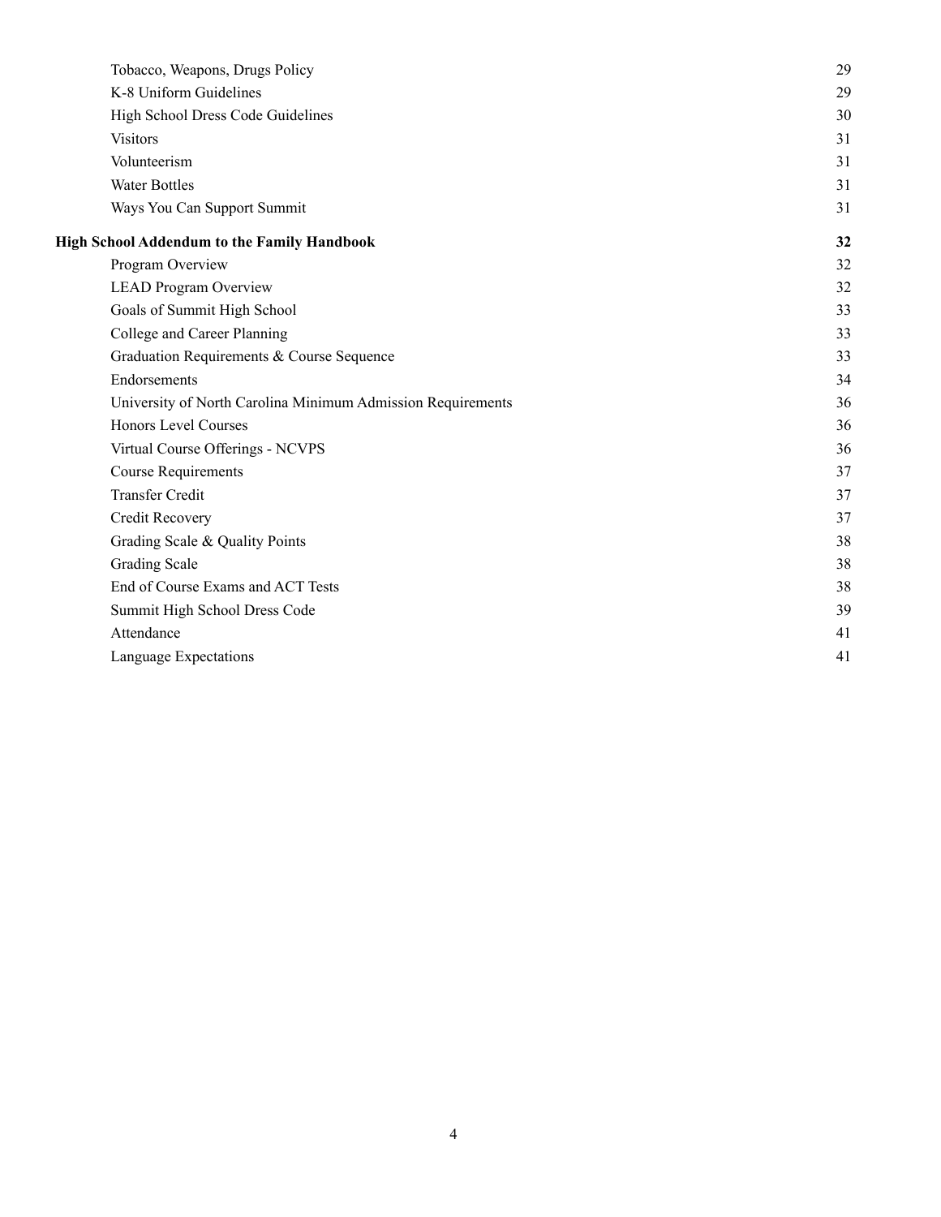| | |
|---|---|
| Tobacco, Weapons, Drugs Policy | 29 |
| K-8 Uniform Guidelines | 29 |
| High School Dress Code Guidelines | 30 |
| Visitors | 31 |
| Volunteerism | 31 |
| Water Bottles | 31 |
| Ways You Can Support Summit | 31 |
| **High School Addendum to the Family Handbook** | **32** |
| Program Overview | 32 |
| LEAD Program Overview | 32 |
| Goals of Summit High School | 33 |
| College and Career Planning | 33 |
| Graduation Requirements & Course Sequence | 33 |
| Endorsements | 34 |
| University of North Carolina Minimum Admission Requirements | 36 |
| Honors Level Courses | 36 |
| Virtual Course Offerings - NCVPS | 36 |
| Course Requirements | 37 |
| Transfer Credit | 37 |
| Credit Recovery | 37 |
| Grading Scale & Quality Points | 38 |
| Grading Scale | 38 |
| End of Course Exams and ACT Tests | 38 |
| Summit High School Dress Code | 39 |
| Attendance | 41 |
| Language Expectations | 41 |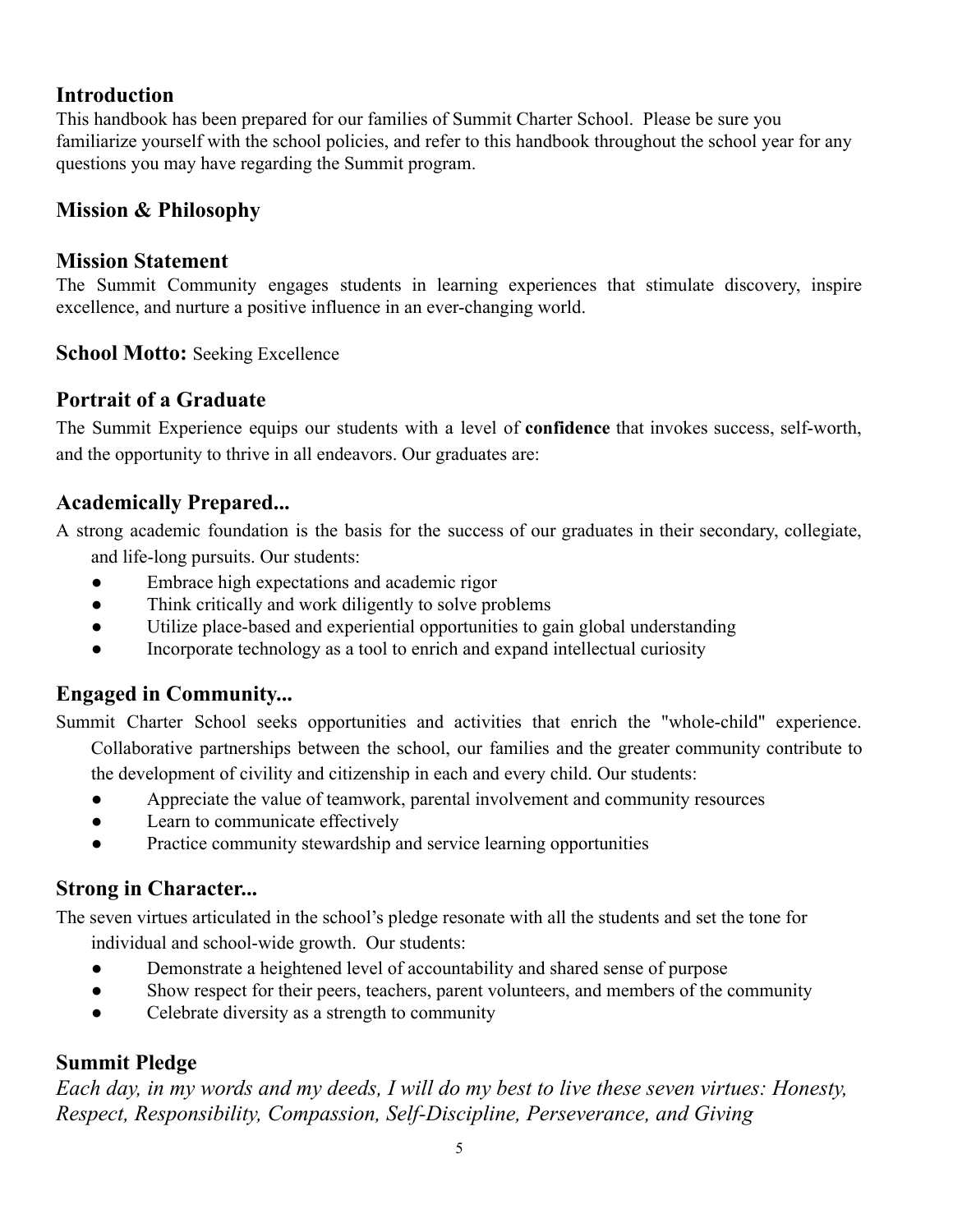## Introduction

This handbook has been prepared for our families of Summit Charter School. Please be sure you familiarize yourself with the school policies, and refer to this handbook throughout the school year for any questions you may have regarding the Summit program.

## Mission & Philosophy

## Mission Statement

The Summit Community engages students in learning experiences that stimulate discovery, inspire excellence, and nurture a positive influence in an ever-changing world.

**School Motto:** Seeking Excellence

## Portrait of a Graduate

The Summit Experience equips our students with a level of **confidence** that invokes success, self-worth, and the opportunity to thrive in all endeavors. Our graduates are:

## Academically Prepared...

A strong academic foundation is the basis for the success of our graduates in their secondary, collegiate, and life-long pursuits. Our students:

- Embrace high expectations and academic rigor
- Think critically and work diligently to solve problems
- Utilize place-based and experiential opportunities to gain global understanding
- Incorporate technology as a tool to enrich and expand intellectual curiosity

## Engaged in Community...

Summit Charter School seeks opportunities and activities that enrich the "whole-child" experience. Collaborative partnerships between the school, our families and the greater community contribute to the development of civility and citizenship in each and every child. Our students:

- Appreciate the value of teamwork, parental involvement and community resources
- Learn to communicate effectively
- Practice community stewardship and service learning opportunities

## Strong in Character...

The seven virtues articulated in the school's pledge resonate with all the students and set the tone for individual and school-wide growth. Our students:

- Demonstrate a heightened level of accountability and shared sense of purpose
- Show respect for their peers, teachers, parent volunteers, and members of the community
- Celebrate diversity as a strength to community

## Summit Pledge

*Each day, in my words and my deeds, I will do my best to live these seven virtues: Honesty, Respect, Responsibility, Compassion, Self-Discipline, Perseverance, and Giving*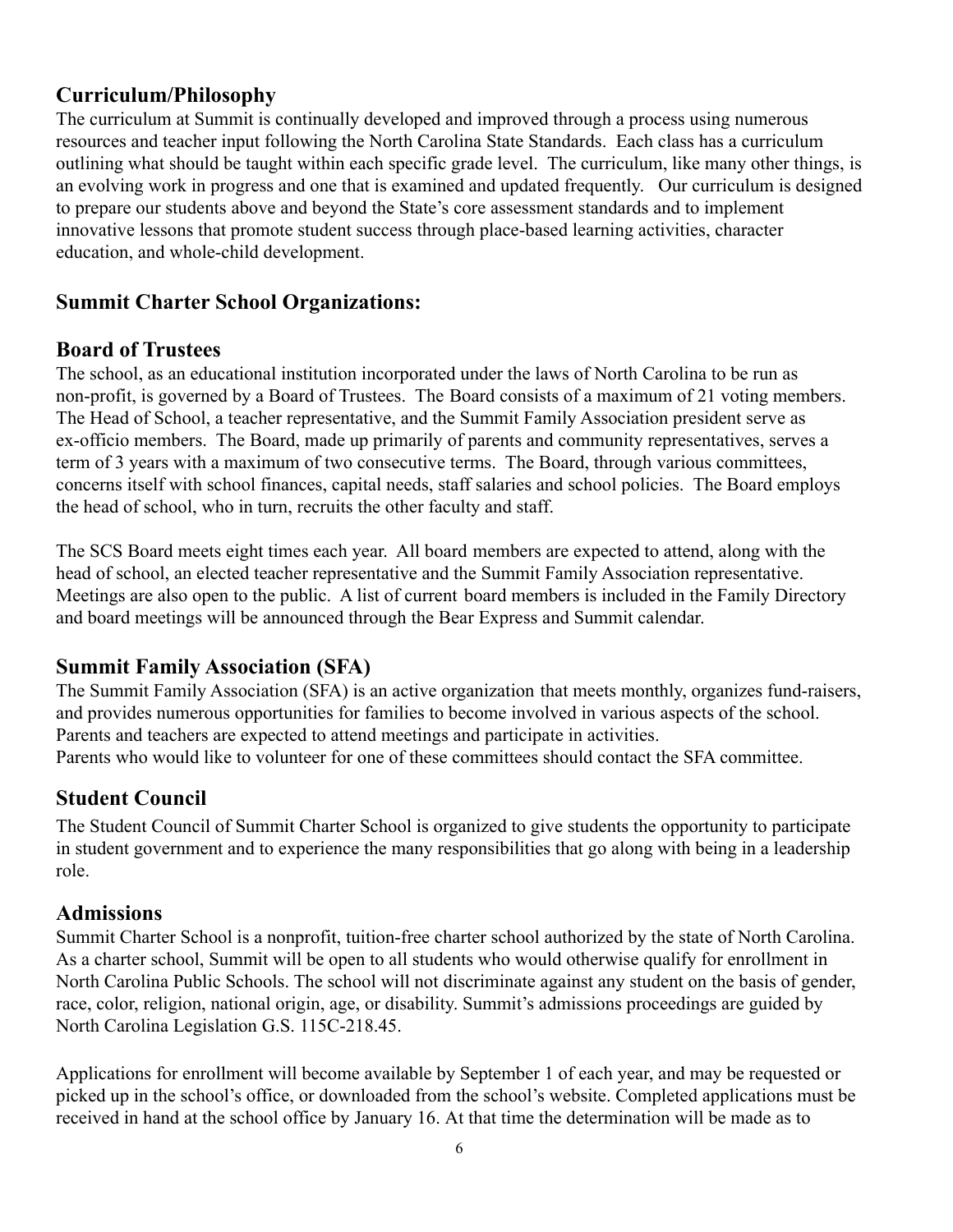## Curriculum/Philosophy

The curriculum at Summit is continually developed and improved through a process using numerous resources and teacher input following the North Carolina State Standards. Each class has a curriculum outlining what should be taught within each specific grade level. The curriculum, like many other things, is an evolving work in progress and one that is examined and updated frequently. Our curriculum is designed to prepare our students above and beyond the State's core assessment standards and to implement innovative lessons that promote student success through place-based learning activities, character education, and whole-child development.

## Summit Charter School Organizations:

## Board of Trustees

The school, as an educational institution incorporated under the laws of North Carolina to be run as non-profit, is governed by a Board of Trustees. The Board consists of a maximum of 21 voting members. The Head of School, a teacher representative, and the Summit Family Association president serve as ex-officio members. The Board, made up primarily of parents and community representatives, serves a term of 3 years with a maximum of two consecutive terms. The Board, through various committees, concerns itself with school finances, capital needs, staff salaries and school policies. The Board employs the head of school, who in turn, recruits the other faculty and staff.

The SCS Board meets eight times each year. All board members are expected to attend, along with the head of school, an elected teacher representative and the Summit Family Association representative. Meetings are also open to the public. A list of current board members is included in the Family Directory and board meetings will be announced through the Bear Express and Summit calendar.

## Summit Family Association (SFA)

The Summit Family Association (SFA) is an active organization that meets monthly, organizes fund-raisers, and provides numerous opportunities for families to become involved in various aspects of the school. Parents and teachers are expected to attend meetings and participate in activities.
Parents who would like to volunteer for one of these committees should contact the SFA committee.

## Student Council

The Student Council of Summit Charter School is organized to give students the opportunity to participate in student government and to experience the many responsibilities that go along with being in a leadership role.

## Admissions

Summit Charter School is a nonprofit, tuition-free charter school authorized by the state of North Carolina. As a charter school, Summit will be open to all students who would otherwise qualify for enrollment in North Carolina Public Schools. The school will not discriminate against any student on the basis of gender, race, color, religion, national origin, age, or disability. Summit's admissions proceedings are guided by North Carolina Legislation G.S. 115C-218.45.

Applications for enrollment will become available by September 1 of each year, and may be requested or picked up in the school's office, or downloaded from the school's website. Completed applications must be received in hand at the school office by January 16. At that time the determination will be made as to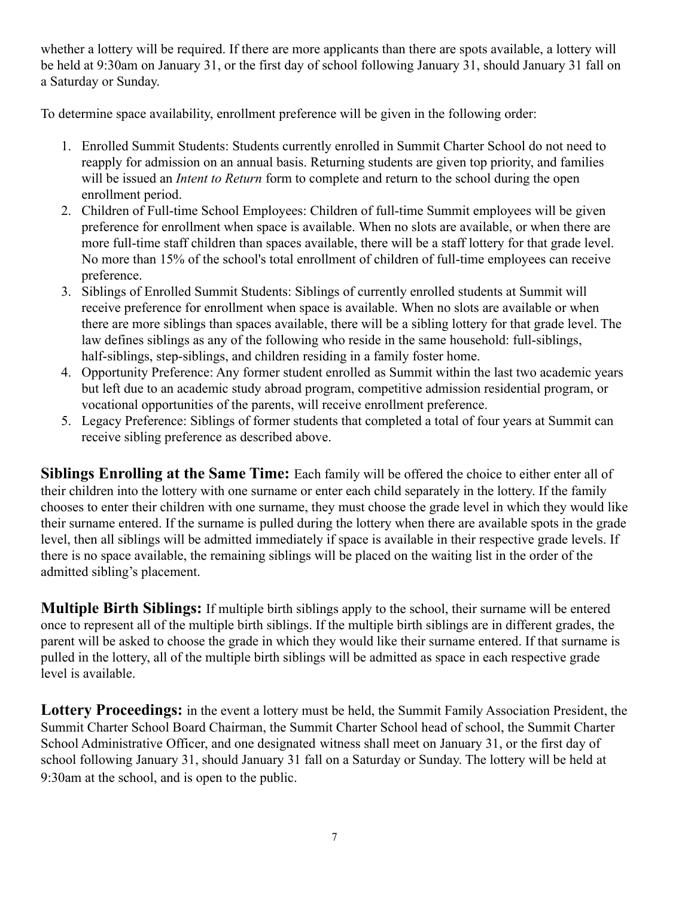whether a lottery will be required. If there are more applicants than there are spots available, a lottery will be held at 9:30am on January 31, or the first day of school following January 31, should January 31 fall on a Saturday or Sunday.

To determine space availability, enrollment preference will be given in the following order:

1. Enrolled Summit Students: Students currently enrolled in Summit Charter School do not need to reapply for admission on an annual basis. Returning students are given top priority, and families will be issued an *Intent to Return* form to complete and return to the school during the open enrollment period.
2. Children of Full-time School Employees: Children of full-time Summit employees will be given preference for enrollment when space is available. When no slots are available, or when there are more full-time staff children than spaces available, there will be a staff lottery for that grade level. No more than 15% of the school's total enrollment of children of full-time employees can receive preference.
3. Siblings of Enrolled Summit Students: Siblings of currently enrolled students at Summit will receive preference for enrollment when space is available. When no slots are available or when there are more siblings than spaces available, there will be a sibling lottery for that grade level. The law defines siblings as any of the following who reside in the same household: full-siblings, half-siblings, step-siblings, and children residing in a family foster home.
4. Opportunity Preference: Any former student enrolled as Summit within the last two academic years but left due to an academic study abroad program, competitive admission residential program, or vocational opportunities of the parents, will receive enrollment preference.
5. Legacy Preference: Siblings of former students that completed a total of four years at Summit can receive sibling preference as described above.

**Siblings Enrolling at the Same Time:** Each family will be offered the choice to either enter all of their children into the lottery with one surname or enter each child separately in the lottery. If the family chooses to enter their children with one surname, they must choose the grade level in which they would like their surname entered. If the surname is pulled during the lottery when there are available spots in the grade level, then all siblings will be admitted immediately if space is available in their respective grade levels. If there is no space available, the remaining siblings will be placed on the waiting list in the order of the admitted sibling's placement.

**Multiple Birth Siblings:** If multiple birth siblings apply to the school, their surname will be entered once to represent all of the multiple birth siblings. If the multiple birth siblings are in different grades, the parent will be asked to choose the grade in which they would like their surname entered. If that surname is pulled in the lottery, all of the multiple birth siblings will be admitted as space in each respective grade level is available.

**Lottery Proceedings:** in the event a lottery must be held, the Summit Family Association President, the Summit Charter School Board Chairman, the Summit Charter School head of school, the Summit Charter School Administrative Officer, and one designated witness shall meet on January 31, or the first day of school following January 31, should January 31 fall on a Saturday or Sunday. The lottery will be held at 9:30am at the school, and is open to the public.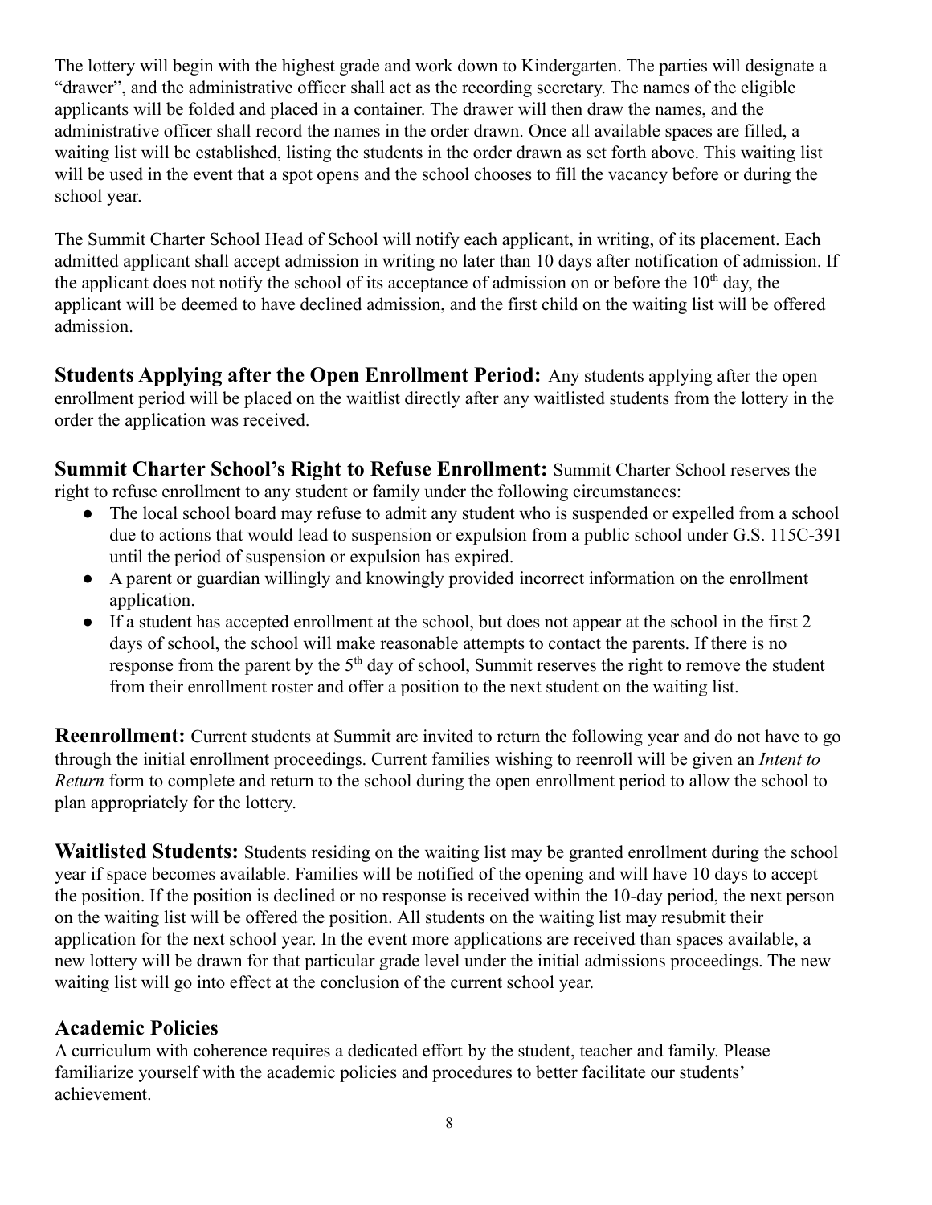The lottery will begin with the highest grade and work down to Kindergarten. The parties will designate a "drawer", and the administrative officer shall act as the recording secretary. The names of the eligible applicants will be folded and placed in a container. The drawer will then draw the names, and the administrative officer shall record the names in the order drawn. Once all available spaces are filled, a waiting list will be established, listing the students in the order drawn as set forth above. This waiting list will be used in the event that a spot opens and the school chooses to fill the vacancy before or during the school year.

The Summit Charter School Head of School will notify each applicant, in writing, of its placement. Each admitted applicant shall accept admission in writing no later than 10 days after notification of admission. If the applicant does not notify the school of its acceptance of admission on or before the 10th day, the applicant will be deemed to have declined admission, and the first child on the waiting list will be offered admission.

**Students Applying after the Open Enrollment Period:** Any students applying after the open enrollment period will be placed on the waitlist directly after any waitlisted students from the lottery in the order the application was received.

**Summit Charter School's Right to Refuse Enrollment:** Summit Charter School reserves the right to refuse enrollment to any student or family under the following circumstances:

- The local school board may refuse to admit any student who is suspended or expelled from a school due to actions that would lead to suspension or expulsion from a public school under G.S. 115C-391 until the period of suspension or expulsion has expired.
- A parent or guardian willingly and knowingly provided incorrect information on the enrollment application.
- If a student has accepted enrollment at the school, but does not appear at the school in the first 2 days of school, the school will make reasonable attempts to contact the parents. If there is no response from the parent by the 5th day of school, Summit reserves the right to remove the student from their enrollment roster and offer a position to the next student on the waiting list.

**Reenrollment:** Current students at Summit are invited to return the following year and do not have to go through the initial enrollment proceedings. Current families wishing to reenroll will be given an *Intent to Return* form to complete and return to the school during the open enrollment period to allow the school to plan appropriately for the lottery.

**Waitlisted Students:** Students residing on the waiting list may be granted enrollment during the school year if space becomes available. Families will be notified of the opening and will have 10 days to accept the position. If the position is declined or no response is received within the 10-day period, the next person on the waiting list will be offered the position. All students on the waiting list may resubmit their application for the next school year. In the event more applications are received than spaces available, a new lottery will be drawn for that particular grade level under the initial admissions proceedings. The new waiting list will go into effect at the conclusion of the current school year.

## Academic Policies

A curriculum with coherence requires a dedicated effort by the student, teacher and family. Please familiarize yourself with the academic policies and procedures to better facilitate our students' achievement.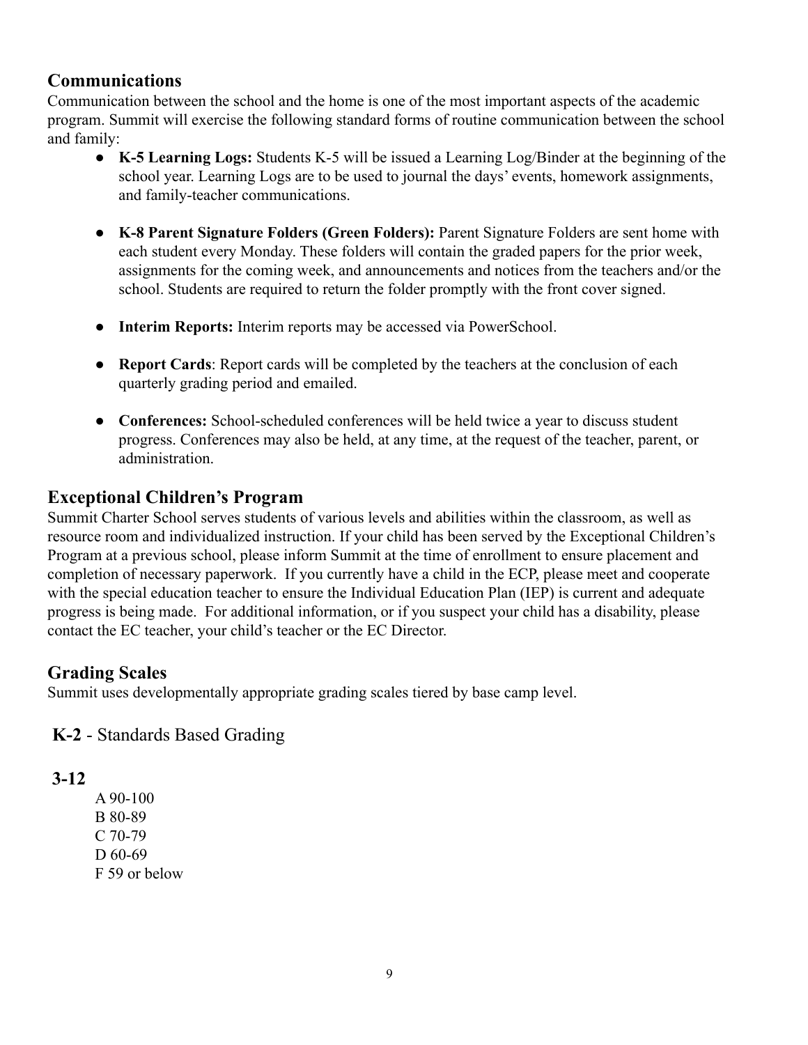## Communications

Communication between the school and the home is one of the most important aspects of the academic program. Summit will exercise the following standard forms of routine communication between the school and family:

- **K-5 Learning Logs:** Students K-5 will be issued a Learning Log/Binder at the beginning of the school year. Learning Logs are to be used to journal the days' events, homework assignments, and family-teacher communications.

- **K-8 Parent Signature Folders (Green Folders):** Parent Signature Folders are sent home with each student every Monday. These folders will contain the graded papers for the prior week, assignments for the coming week, and announcements and notices from the teachers and/or the school. Students are required to return the folder promptly with the front cover signed.

- **Interim Reports:** Interim reports may be accessed via PowerSchool.

- **Report Cards**: Report cards will be completed by the teachers at the conclusion of each quarterly grading period and emailed.

- **Conferences:** School-scheduled conferences will be held twice a year to discuss student progress. Conferences may also be held, at any time, at the request of the teacher, parent, or administration.

## Exceptional Children's Program

Summit Charter School serves students of various levels and abilities within the classroom, as well as resource room and individualized instruction. If your child has been served by the Exceptional Children's Program at a previous school, please inform Summit at the time of enrollment to ensure placement and completion of necessary paperwork. If you currently have a child in the ECP, please meet and cooperate with the special education teacher to ensure the Individual Education Plan (IEP) is current and adequate progress is being made. For additional information, or if you suspect your child has a disability, please contact the EC teacher, your child's teacher or the EC Director.

## Grading Scales

Summit uses developmentally appropriate grading scales tiered by base camp level.

**K-2** - Standards Based Grading

**3-12**

A 90-100
B 80-89
C 70-79
D 60-69
F 59 or below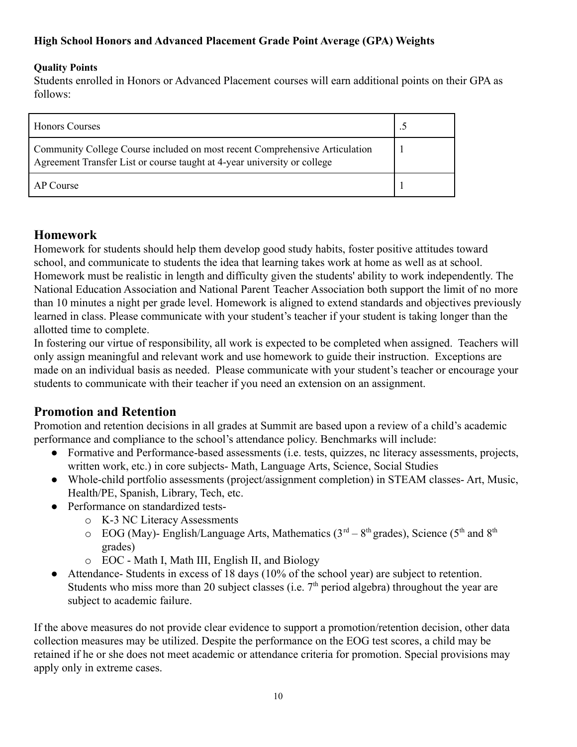**High School Honors and Advanced Placement Grade Point Average (GPA) Weights**

**Quality Points**

Students enrolled in Honors or Advanced Placement courses will earn additional points on their GPA as follows:

| | |
|---|---|
| Honors Courses | .5 |
| Community College Course included on most recent Comprehensive Articulation Agreement Transfer List or course taught at 4-year university or college | 1 |
| AP Course | 1 |

## Homework

Homework for students should help them develop good study habits, foster positive attitudes toward school, and communicate to students the idea that learning takes work at home as well as at school. Homework must be realistic in length and difficulty given the students' ability to work independently. The National Education Association and National Parent Teacher Association both support the limit of no more than 10 minutes a night per grade level. Homework is aligned to extend standards and objectives previously learned in class. Please communicate with your student's teacher if your student is taking longer than the allotted time to complete.

In fostering our virtue of responsibility, all work is expected to be completed when assigned. Teachers will only assign meaningful and relevant work and use homework to guide their instruction. Exceptions are made on an individual basis as needed. Please communicate with your student's teacher or encourage your students to communicate with their teacher if you need an extension on an assignment.

## Promotion and Retention

Promotion and retention decisions in all grades at Summit are based upon a review of a child's academic performance and compliance to the school's attendance policy. Benchmarks will include:

- Formative and Performance-based assessments (i.e. tests, quizzes, nc literacy assessments, projects, written work, etc.) in core subjects- Math, Language Arts, Science, Social Studies
- Whole-child portfolio assessments (project/assignment completion) in STEAM classes- Art, Music, Health/PE, Spanish, Library, Tech, etc.
- Performance on standardized tests-
    - K-3 NC Literacy Assessments
    - EOG (May)- English/Language Arts, Mathematics (3rd – 8th grades), Science (5th and 8th grades)
    - EOC - Math I, Math III, English II, and Biology
- Attendance- Students in excess of 18 days (10% of the school year) are subject to retention. Students who miss more than 20 subject classes (i.e. 7th period algebra) throughout the year are subject to academic failure.

If the above measures do not provide clear evidence to support a promotion/retention decision, other data collection measures may be utilized. Despite the performance on the EOG test scores, a child may be retained if he or she does not meet academic or attendance criteria for promotion. Special provisions may apply only in extreme cases.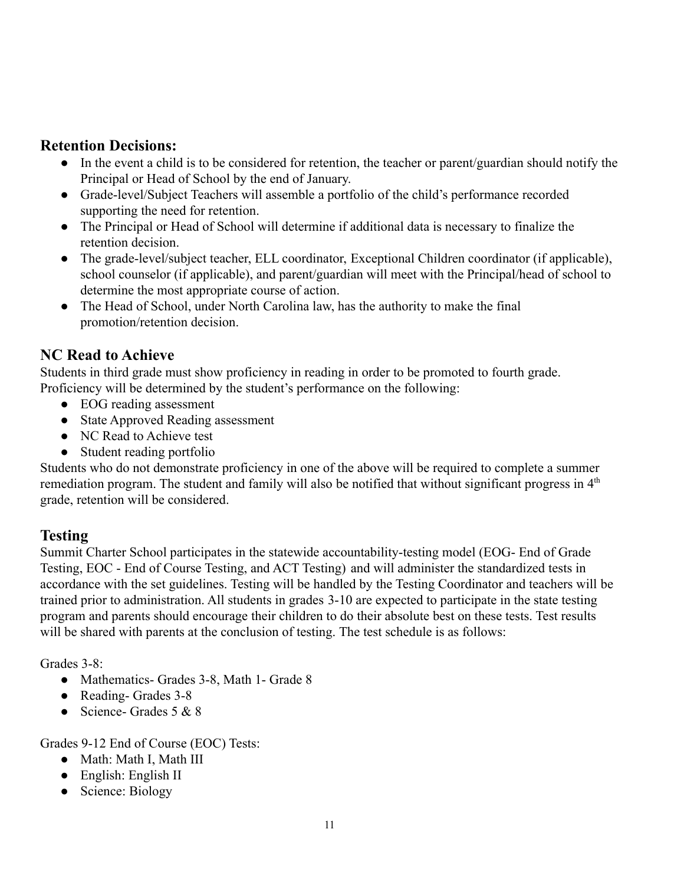## Retention Decisions:

- In the event a child is to be considered for retention, the teacher or parent/guardian should notify the Principal or Head of School by the end of January.
- Grade-level/Subject Teachers will assemble a portfolio of the child's performance recorded supporting the need for retention.
- The Principal or Head of School will determine if additional data is necessary to finalize the retention decision.
- The grade-level/subject teacher, ELL coordinator, Exceptional Children coordinator (if applicable), school counselor (if applicable), and parent/guardian will meet with the Principal/head of school to determine the most appropriate course of action.
- The Head of School, under North Carolina law, has the authority to make the final promotion/retention decision.

## NC Read to Achieve

Students in third grade must show proficiency in reading in order to be promoted to fourth grade. Proficiency will be determined by the student's performance on the following:

- EOG reading assessment
- State Approved Reading assessment
- NC Read to Achieve test
- Student reading portfolio

Students who do not demonstrate proficiency in one of the above will be required to complete a summer remediation program. The student and family will also be notified that without significant progress in 4th grade, retention will be considered.

## Testing

Summit Charter School participates in the statewide accountability-testing model (EOG- End of Grade Testing, EOC - End of Course Testing, and ACT Testing) and will administer the standardized tests in accordance with the set guidelines. Testing will be handled by the Testing Coordinator and teachers will be trained prior to administration. All students in grades 3-10 are expected to participate in the state testing program and parents should encourage their children to do their absolute best on these tests. Test results will be shared with parents at the conclusion of testing. The test schedule is as follows:

Grades 3-8:

- Mathematics- Grades 3-8, Math 1- Grade 8
- Reading- Grades 3-8
- Science- Grades 5 & 8

Grades 9-12 End of Course (EOC) Tests:

- Math: Math I, Math III
- English: English II
- Science: Biology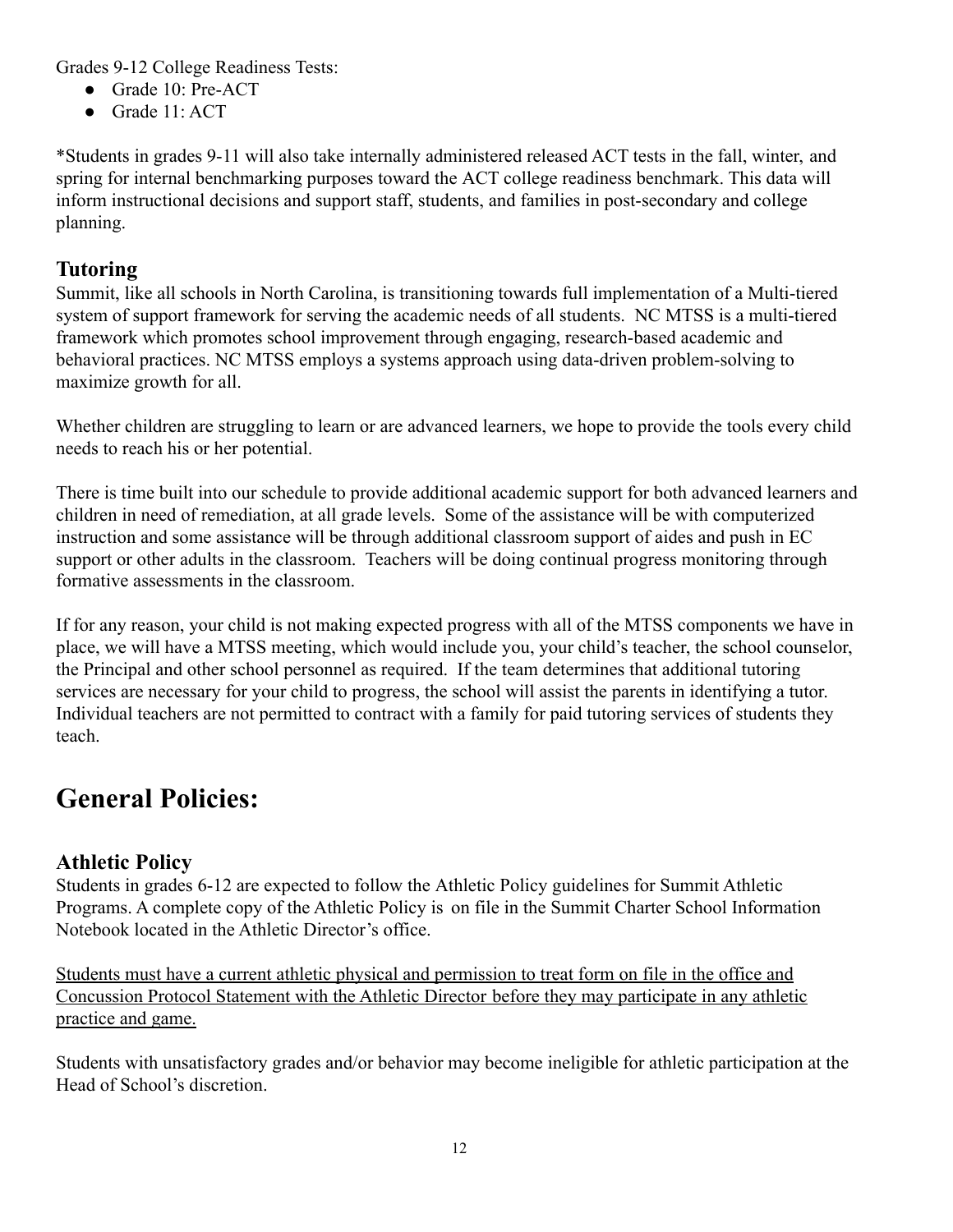Grades 9-12 College Readiness Tests:

- Grade 10: Pre-ACT
- Grade 11: ACT

*Students in grades 9-11 will also take internally administered released ACT tests in the fall, winter, and spring for internal benchmarking purposes toward the ACT college readiness benchmark. This data will inform instructional decisions and support staff, students, and families in post-secondary and college planning.

### Tutoring

Summit, like all schools in North Carolina, is transitioning towards full implementation of a Multi-tiered system of support framework for serving the academic needs of all students. NC MTSS is a multi-tiered framework which promotes school improvement through engaging, research-based academic and behavioral practices. NC MTSS employs a systems approach using data-driven problem-solving to maximize growth for all.

Whether children are struggling to learn or are advanced learners, we hope to provide the tools every child needs to reach his or her potential.

There is time built into our schedule to provide additional academic support for both advanced learners and children in need of remediation, at all grade levels. Some of the assistance will be with computerized instruction and some assistance will be through additional classroom support of aides and push in EC support or other adults in the classroom. Teachers will be doing continual progress monitoring through formative assessments in the classroom.

If for any reason, your child is not making expected progress with all of the MTSS components we have in place, we will have a MTSS meeting, which would include you, your child's teacher, the school counselor, the Principal and other school personnel as required. If the team determines that additional tutoring services are necessary for your child to progress, the school will assist the parents in identifying a tutor. Individual teachers are not permitted to contract with a family for paid tutoring services of students they teach.

## General Policies:

### Athletic Policy

Students in grades 6-12 are expected to follow the Athletic Policy guidelines for Summit Athletic Programs. A complete copy of the Athletic Policy is on file in the Summit Charter School Information Notebook located in the Athletic Director's office.

<u>Students must have a current athletic physical and permission to treat form on file in the office and Concussion Protocol Statement with the Athletic Director before they may participate in any athletic practice and game.</u>

Students with unsatisfactory grades and/or behavior may become ineligible for athletic participation at the Head of School's discretion.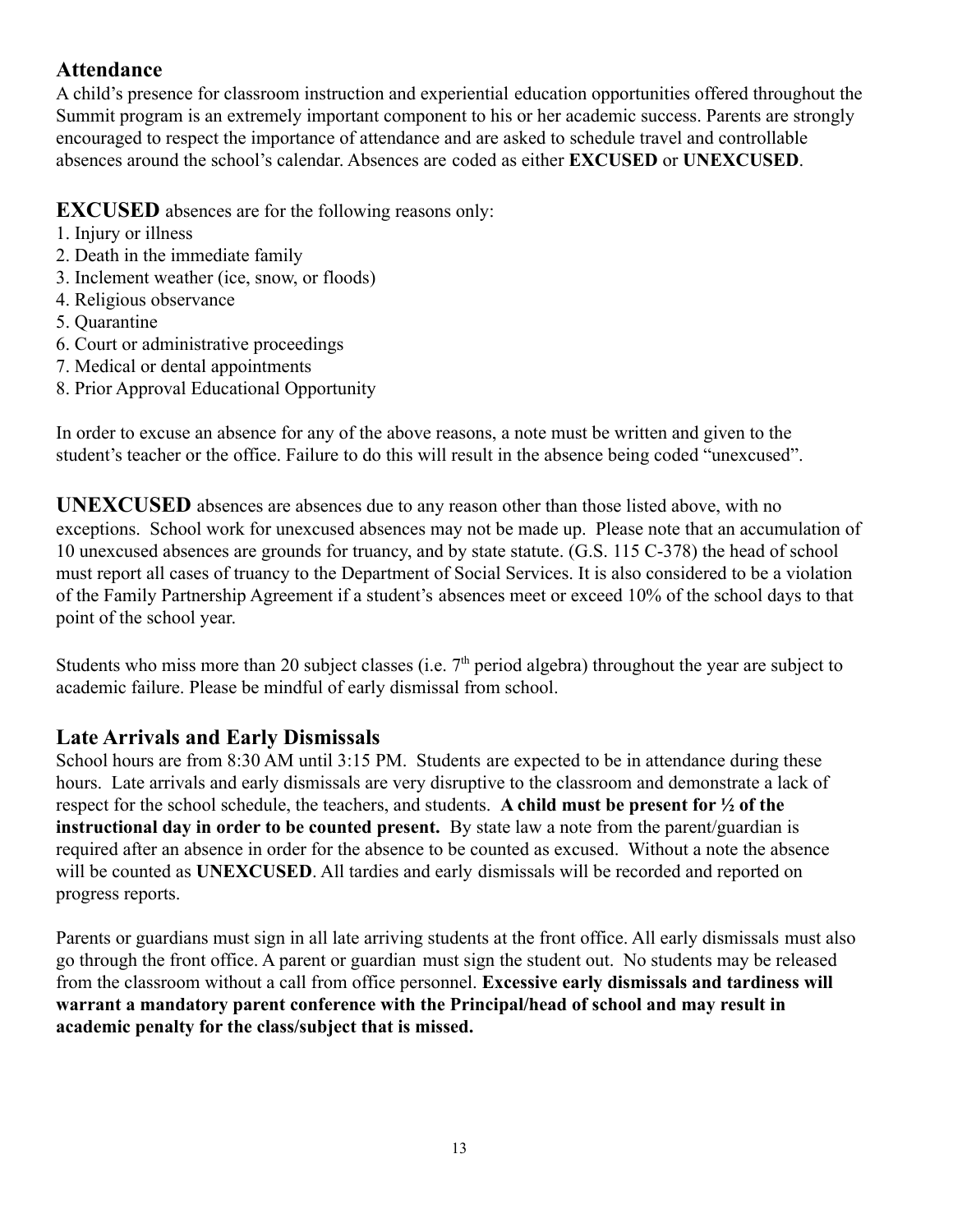## Attendance

A child's presence for classroom instruction and experiential education opportunities offered throughout the Summit program is an extremely important component to his or her academic success. Parents are strongly encouraged to respect the importance of attendance and are asked to schedule travel and controllable absences around the school's calendar. Absences are coded as either **EXCUSED** or **UNEXCUSED**.

**EXCUSED** absences are for the following reasons only:

1. Injury or illness
2. Death in the immediate family
3. Inclement weather (ice, snow, or floods)
4. Religious observance
5. Quarantine
6. Court or administrative proceedings
7. Medical or dental appointments
8. Prior Approval Educational Opportunity

In order to excuse an absence for any of the above reasons, a note must be written and given to the student's teacher or the office. Failure to do this will result in the absence being coded "unexcused".

**UNEXCUSED** absences are absences due to any reason other than those listed above, with no exceptions. School work for unexcused absences may not be made up. Please note that an accumulation of 10 unexcused absences are grounds for truancy, and by state statute. (G.S. 115 C-378) the head of school must report all cases of truancy to the Department of Social Services. It is also considered to be a violation of the Family Partnership Agreement if a student's absences meet or exceed 10% of the school days to that point of the school year.

Students who miss more than 20 subject classes (i.e. 7th period algebra) throughout the year are subject to academic failure. Please be mindful of early dismissal from school.

## Late Arrivals and Early Dismissals

School hours are from 8:30 AM until 3:15 PM. Students are expected to be in attendance during these hours. Late arrivals and early dismissals are very disruptive to the classroom and demonstrate a lack of respect for the school schedule, the teachers, and students. **A child must be present for ½ of the instructional day in order to be counted present.** By state law a note from the parent/guardian is required after an absence in order for the absence to be counted as excused. Without a note the absence will be counted as **UNEXCUSED**. All tardies and early dismissals will be recorded and reported on progress reports.

Parents or guardians must sign in all late arriving students at the front office. All early dismissals must also go through the front office. A parent or guardian must sign the student out. No students may be released from the classroom without a call from office personnel. **Excessive early dismissals and tardiness will warrant a mandatory parent conference with the Principal/head of school and may result in academic penalty for the class/subject that is missed.**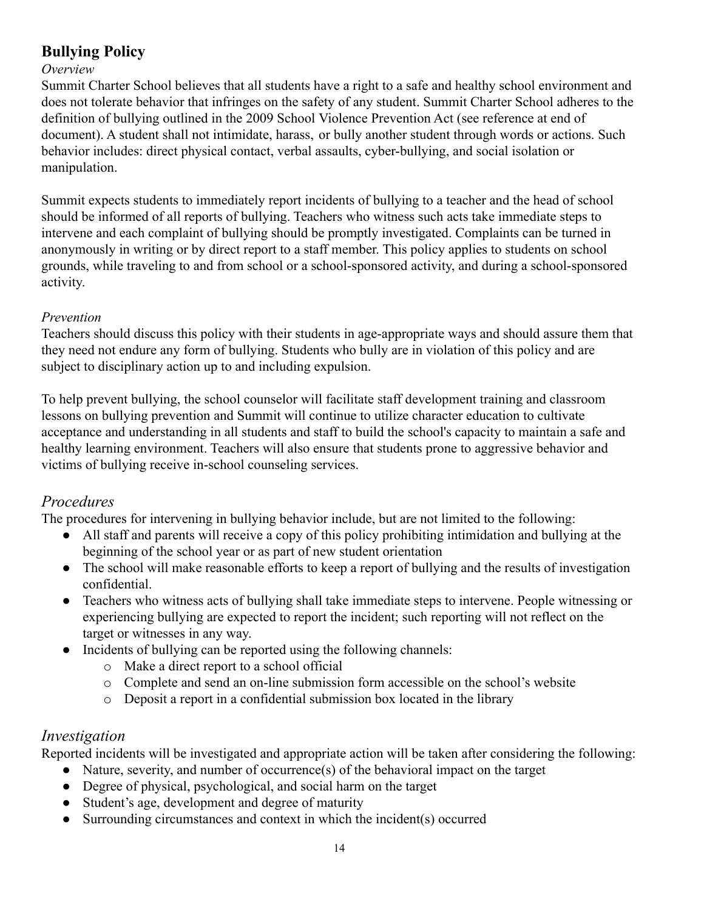## Bullying Policy

*Overview*

Summit Charter School believes that all students have a right to a safe and healthy school environment and does not tolerate behavior that infringes on the safety of any student. Summit Charter School adheres to the definition of bullying outlined in the 2009 School Violence Prevention Act (see reference at end of document). A student shall not intimidate, harass, or bully another student through words or actions. Such behavior includes: direct physical contact, verbal assaults, cyber-bullying, and social isolation or manipulation.

Summit expects students to immediately report incidents of bullying to a teacher and the head of school should be informed of all reports of bullying. Teachers who witness such acts take immediate steps to intervene and each complaint of bullying should be promptly investigated. Complaints can be turned in anonymously in writing or by direct report to a staff member. This policy applies to students on school grounds, while traveling to and from school or a school-sponsored activity, and during a school-sponsored activity.

*Prevention*

Teachers should discuss this policy with their students in age-appropriate ways and should assure them that they need not endure any form of bullying. Students who bully are in violation of this policy and are subject to disciplinary action up to and including expulsion.

To help prevent bullying, the school counselor will facilitate staff development training and classroom lessons on bullying prevention and Summit will continue to utilize character education to cultivate acceptance and understanding in all students and staff to build the school's capacity to maintain a safe and healthy learning environment. Teachers will also ensure that students prone to aggressive behavior and victims of bullying receive in-school counseling services.

### *Procedures*

The procedures for intervening in bullying behavior include, but are not limited to the following:

- All staff and parents will receive a copy of this policy prohibiting intimidation and bullying at the beginning of the school year or as part of new student orientation
- The school will make reasonable efforts to keep a report of bullying and the results of investigation confidential.
- Teachers who witness acts of bullying shall take immediate steps to intervene. People witnessing or experiencing bullying are expected to report the incident; such reporting will not reflect on the target or witnesses in any way.
- Incidents of bullying can be reported using the following channels:
  - Make a direct report to a school official
  - Complete and send an on-line submission form accessible on the school's website
  - Deposit a report in a confidential submission box located in the library

### *Investigation*

Reported incidents will be investigated and appropriate action will be taken after considering the following:

- Nature, severity, and number of occurrence(s) of the behavioral impact on the target
- Degree of physical, psychological, and social harm on the target
- Student's age, development and degree of maturity
- Surrounding circumstances and context in which the incident(s) occurred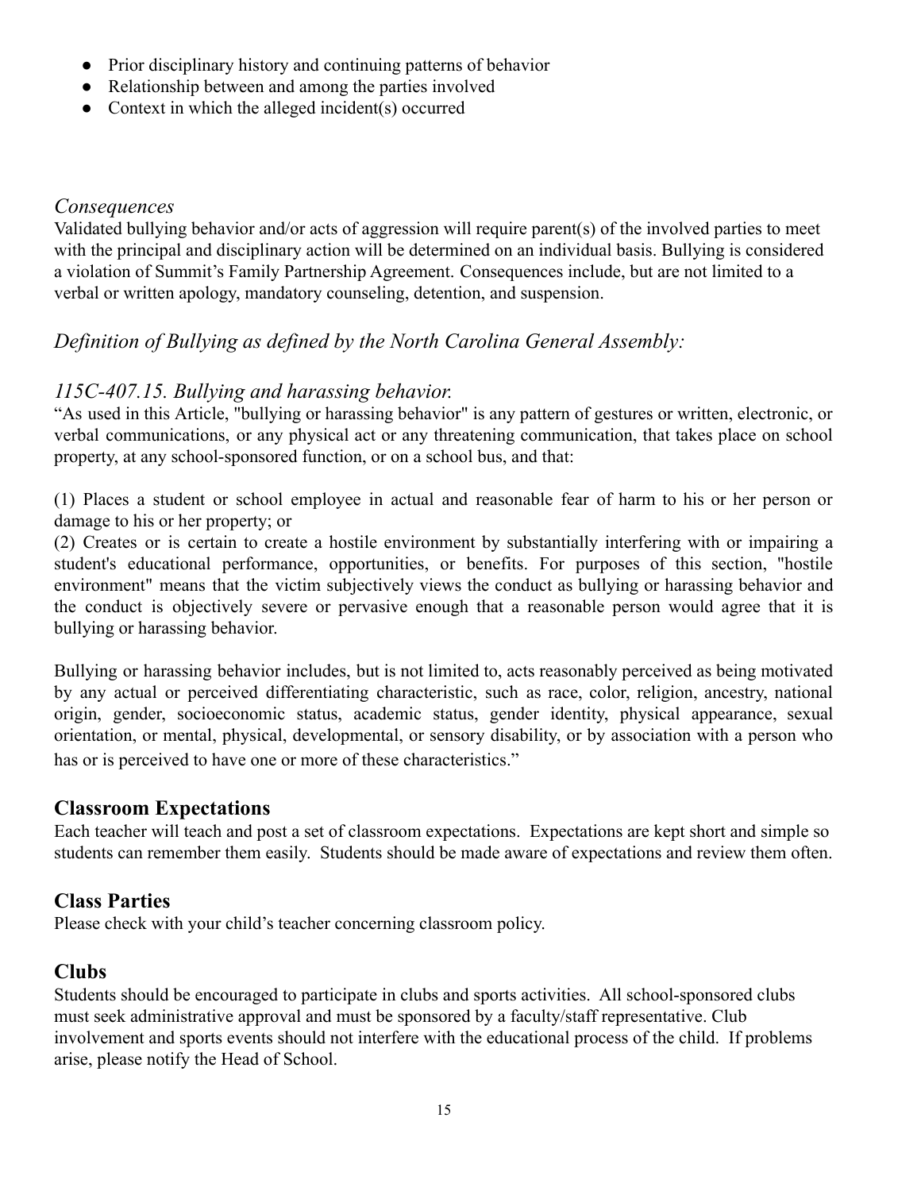- Prior disciplinary history and continuing patterns of behavior
- Relationship between and among the parties involved
- Context in which the alleged incident(s) occurred

### *Consequences*

Validated bullying behavior and/or acts of aggression will require parent(s) of the involved parties to meet with the principal and disciplinary action will be determined on an individual basis. Bullying is considered a violation of Summit's Family Partnership Agreement. Consequences include, but are not limited to a verbal or written apology, mandatory counseling, detention, and suspension.

### *Definition of Bullying as defined by the North Carolina General Assembly:*

### *115C-407.15. Bullying and harassing behavior.*

"As used in this Article, "bullying or harassing behavior" is any pattern of gestures or written, electronic, or verbal communications, or any physical act or any threatening communication, that takes place on school property, at any school-sponsored function, or on a school bus, and that:

(1) Places a student or school employee in actual and reasonable fear of harm to his or her person or damage to his or her property; or
(2) Creates or is certain to create a hostile environment by substantially interfering with or impairing a student's educational performance, opportunities, or benefits. For purposes of this section, "hostile environment" means that the victim subjectively views the conduct as bullying or harassing behavior and the conduct is objectively severe or pervasive enough that a reasonable person would agree that it is bullying or harassing behavior.

Bullying or harassing behavior includes, but is not limited to, acts reasonably perceived as being motivated by any actual or perceived differentiating characteristic, such as race, color, religion, ancestry, national origin, gender, socioeconomic status, academic status, gender identity, physical appearance, sexual orientation, or mental, physical, developmental, or sensory disability, or by association with a person who has or is perceived to have one or more of these characteristics."

## Classroom Expectations

Each teacher will teach and post a set of classroom expectations. Expectations are kept short and simple so students can remember them easily. Students should be made aware of expectations and review them often.

## Class Parties

Please check with your child's teacher concerning classroom policy.

## Clubs

Students should be encouraged to participate in clubs and sports activities. All school-sponsored clubs must seek administrative approval and must be sponsored by a faculty/staff representative. Club involvement and sports events should not interfere with the educational process of the child. If problems arise, please notify the Head of School.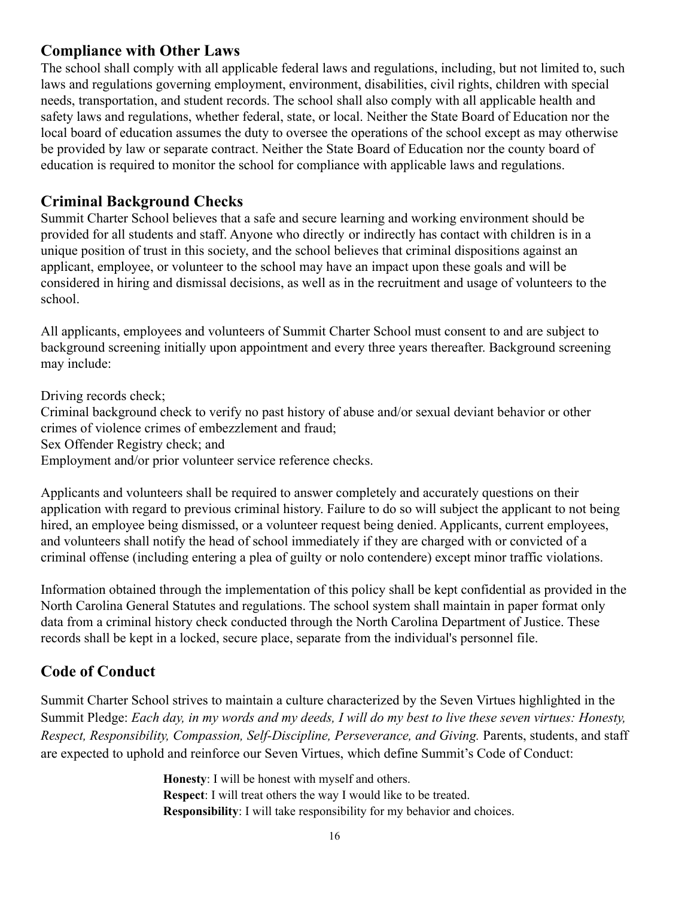## Compliance with Other Laws

The school shall comply with all applicable federal laws and regulations, including, but not limited to, such laws and regulations governing employment, environment, disabilities, civil rights, children with special needs, transportation, and student records. The school shall also comply with all applicable health and safety laws and regulations, whether federal, state, or local. Neither the State Board of Education nor the local board of education assumes the duty to oversee the operations of the school except as may otherwise be provided by law or separate contract. Neither the State Board of Education nor the county board of education is required to monitor the school for compliance with applicable laws and regulations.

## Criminal Background Checks

Summit Charter School believes that a safe and secure learning and working environment should be provided for all students and staff. Anyone who directly or indirectly has contact with children is in a unique position of trust in this society, and the school believes that criminal dispositions against an applicant, employee, or volunteer to the school may have an impact upon these goals and will be considered in hiring and dismissal decisions, as well as in the recruitment and usage of volunteers to the school.

All applicants, employees and volunteers of Summit Charter School must consent to and are subject to background screening initially upon appointment and every three years thereafter. Background screening may include:

Driving records check;
Criminal background check to verify no past history of abuse and/or sexual deviant behavior or other crimes of violence crimes of embezzlement and fraud;
Sex Offender Registry check; and
Employment and/or prior volunteer service reference checks.

Applicants and volunteers shall be required to answer completely and accurately questions on their application with regard to previous criminal history. Failure to do so will subject the applicant to not being hired, an employee being dismissed, or a volunteer request being denied. Applicants, current employees, and volunteers shall notify the head of school immediately if they are charged with or convicted of a criminal offense (including entering a plea of guilty or nolo contendere) except minor traffic violations.

Information obtained through the implementation of this policy shall be kept confidential as provided in the North Carolina General Statutes and regulations. The school system shall maintain in paper format only data from a criminal history check conducted through the North Carolina Department of Justice. These records shall be kept in a locked, secure place, separate from the individual's personnel file.

## Code of Conduct

Summit Charter School strives to maintain a culture characterized by the Seven Virtues highlighted in the Summit Pledge: *Each day, in my words and my deeds, I will do my best to live these seven virtues: Honesty, Respect, Responsibility, Compassion, Self-Discipline, Perseverance, and Giving.* Parents, students, and staff are expected to uphold and reinforce our Seven Virtues, which define Summit's Code of Conduct:

> **Honesty**: I will be honest with myself and others.
> **Respect**: I will treat others the way I would like to be treated.
> **Responsibility**: I will take responsibility for my behavior and choices.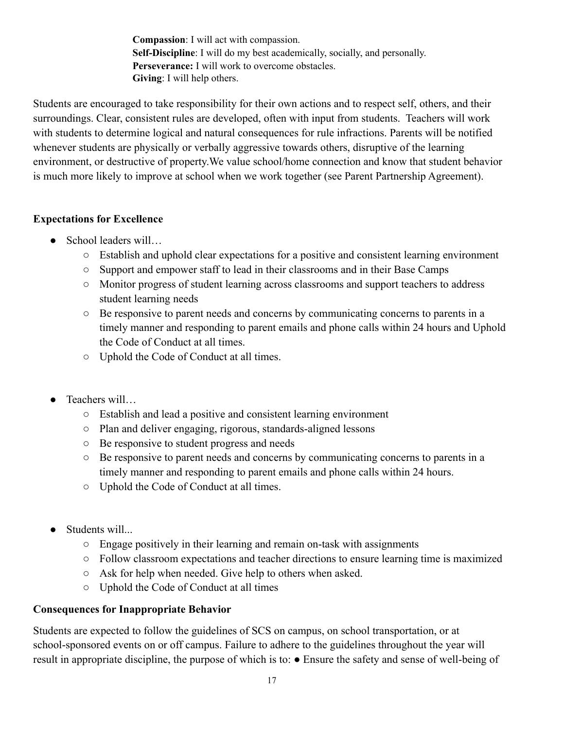**Compassion**: I will act with compassion.
**Self-Discipline**: I will do my best academically, socially, and personally.
**Perseverance:** I will work to overcome obstacles.
**Giving**: I will help others.

Students are encouraged to take responsibility for their own actions and to respect self, others, and their surroundings. Clear, consistent rules are developed, often with input from students. Teachers will work with students to determine logical and natural consequences for rule infractions. Parents will be notified whenever students are physically or verbally aggressive towards others, disruptive of the learning environment, or destructive of property.We value school/home connection and know that student behavior is much more likely to improve at school when we work together (see Parent Partnership Agreement).

**Expectations for Excellence**

- School leaders will…
  - Establish and uphold clear expectations for a positive and consistent learning environment
  - Support and empower staff to lead in their classrooms and in their Base Camps
  - Monitor progress of student learning across classrooms and support teachers to address student learning needs
  - Be responsive to parent needs and concerns by communicating concerns to parents in a timely manner and responding to parent emails and phone calls within 24 hours and Uphold the Code of Conduct at all times.
  - Uphold the Code of Conduct at all times.

- Teachers will…
  - Establish and lead a positive and consistent learning environment
  - Plan and deliver engaging, rigorous, standards-aligned lessons
  - Be responsive to student progress and needs
  - Be responsive to parent needs and concerns by communicating concerns to parents in a timely manner and responding to parent emails and phone calls within 24 hours.
  - Uphold the Code of Conduct at all times.

- Students will...
  - Engage positively in their learning and remain on-task with assignments
  - Follow classroom expectations and teacher directions to ensure learning time is maximized
  - Ask for help when needed. Give help to others when asked.
  - Uphold the Code of Conduct at all times

**Consequences for Inappropriate Behavior**

Students are expected to follow the guidelines of SCS on campus, on school transportation, or at school-sponsored events on or off campus. Failure to adhere to the guidelines throughout the year will result in appropriate discipline, the purpose of which is to: ● Ensure the safety and sense of well-being of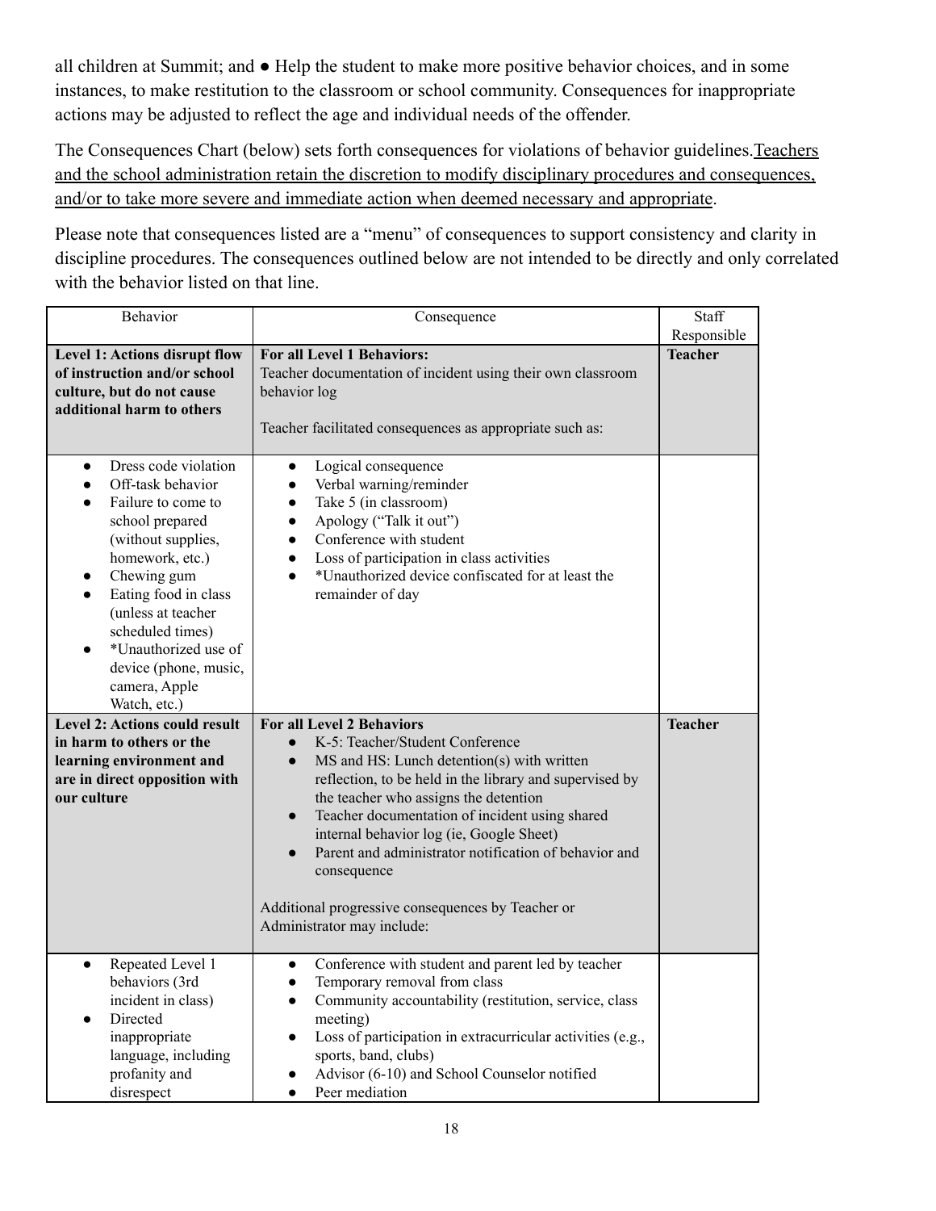all children at Summit; and ● Help the student to make more positive behavior choices, and in some instances, to make restitution to the classroom or school community. Consequences for inappropriate actions may be adjusted to reflect the age and individual needs of the offender.

The Consequences Chart (below) sets forth consequences for violations of behavior guidelines.<u>Teachers and the school administration retain the discretion to modify disciplinary procedures and consequences, and/or to take more severe and immediate action when deemed necessary and appropriate</u>.

Please note that consequences listed are a "menu" of consequences to support consistency and clarity in discipline procedures. The consequences outlined below are not intended to be directly and only correlated with the behavior listed on that line.

| Behavior | Consequence | Staff Responsible |
|---|---|---|
| **Level 1: Actions disrupt flow of instruction and/or school culture, but do not cause additional harm to others** | **For all Level 1 Behaviors:**<br>Teacher documentation of incident using their own classroom behavior log<br><br>Teacher facilitated consequences as appropriate such as: | **Teacher** |
| ● Dress code violation<br>● Off-task behavior<br>● Failure to come to school prepared (without supplies, homework, etc.)<br>● Chewing gum<br>● Eating food in class (unless at teacher scheduled times)<br>● *Unauthorized use of device (phone, music, camera, Apple Watch, etc.) | ● Logical consequence<br>● Verbal warning/reminder<br>● Take 5 (in classroom)<br>● Apology ("Talk it out")<br>● Conference with student<br>● Loss of participation in class activities<br>● *Unauthorized device confiscated for at least the remainder of day | |
| **Level 2: Actions could result in harm to others or the learning environment and are in direct opposition with our culture** | **For all Level 2 Behaviors**<br>● K-5: Teacher/Student Conference<br>● MS and HS: Lunch detention(s) with written reflection, to be held in the library and supervised by the teacher who assigns the detention<br>● Teacher documentation of incident using shared internal behavior log (ie, Google Sheet)<br>● Parent and administrator notification of behavior and consequence<br><br>Additional progressive consequences by Teacher or Administrator may include: | **Teacher** |
| ● Repeated Level 1 behaviors (3rd incident in class)<br>● Directed inappropriate language, including profanity and disrespect | ● Conference with student and parent led by teacher<br>● Temporary removal from class<br>● Community accountability (restitution, service, class meeting)<br>● Loss of participation in extracurricular activities (e.g., sports, band, clubs)<br>● Advisor (6-10) and School Counselor notified<br>● Peer mediation | |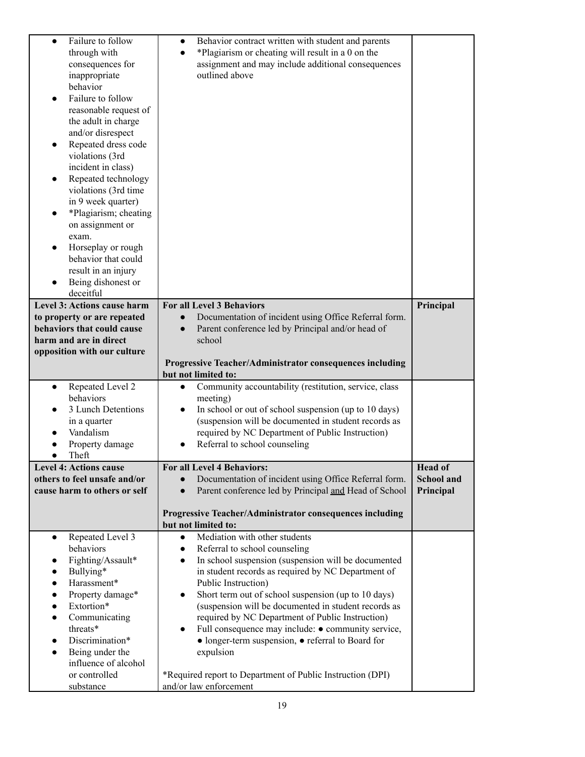| | | |
|---|---|---|
| • Failure to follow through with consequences for inappropriate behavior<br>• Failure to follow reasonable request of the adult in charge and/or disrespect<br>• Repeated dress code violations (3rd incident in class)<br>• Repeated technology violations (3rd time in 9 week quarter)<br>• *Plagiarism; cheating on assignment or exam.<br>• Horseplay or rough behavior that could result in an injury<br>• Being dishonest or deceitful | • Behavior contract written with student and parents<br>• *Plagiarism or cheating will result in a 0 on the assignment and may include additional consequences outlined above | |
| **Level 3: Actions cause harm to property or are repeated behaviors that could cause harm and are in direct opposition with our culture** | **For all Level 3 Behaviors**<br>• Documentation of incident using Office Referral form.<br>• Parent conference led by Principal and/or head of school<br><br>**Progressive Teacher/Administrator consequences including but not limited to:** | **Principal** |
| • Repeated Level 2 behaviors<br>• 3 Lunch Detentions in a quarter<br>• Vandalism<br>• Property damage<br>• Theft | • Community accountability (restitution, service, class meeting)<br>• In school or out of school suspension (up to 10 days) (suspension will be documented in student records as required by NC Department of Public Instruction)<br>• Referral to school counseling | |
| **Level 4: Actions cause others to feel unsafe and/or cause harm to others or self** | **For all Level 4 Behaviors:**<br>• Documentation of incident using Office Referral form.<br>• Parent conference led by Principal <u>and</u> Head of School<br><br>**Progressive Teacher/Administrator consequences including but not limited to:** | **Head of School and Principal** |
| • Repeated Level 3 behaviors<br>• Fighting/Assault*<br>• Bullying*<br>• Harassment*<br>• Property damage*<br>• Extortion*<br>• Communicating threats*<br>• Discrimination*<br>• Being under the influence of alcohol or controlled substance | • Mediation with other students<br>• Referral to school counseling<br>• In school suspension (suspension will be documented in student records as required by NC Department of Public Instruction)<br>• Short term out of school suspension (up to 10 days) (suspension will be documented in student records as required by NC Department of Public Instruction)<br>• Full consequence may include: • community service, • longer-term suspension, • referral to Board for expulsion<br><br>*Required report to Department of Public Instruction (DPI) and/or law enforcement | |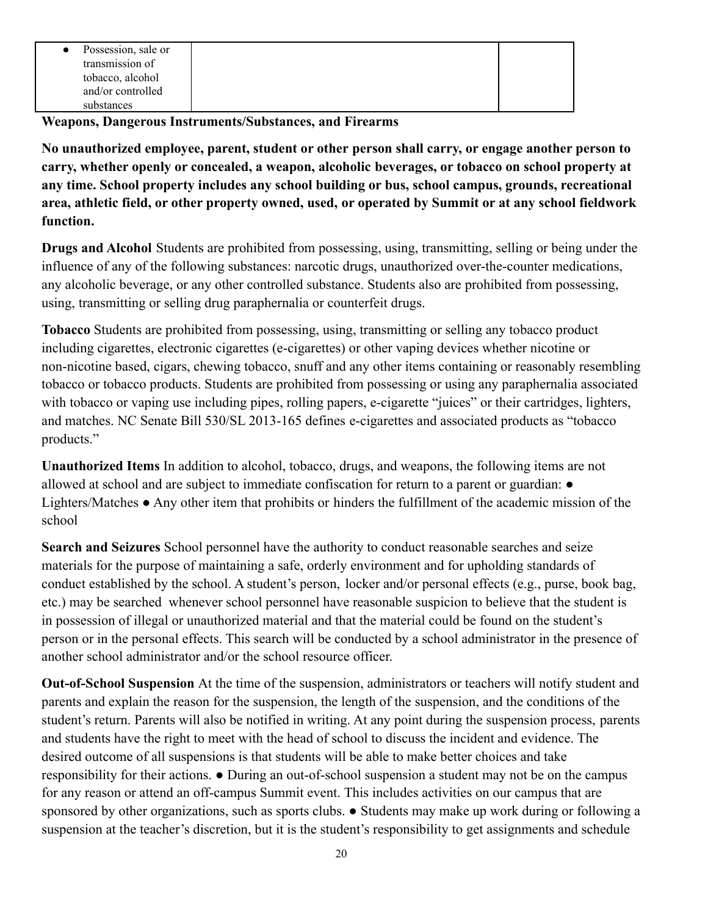| ● Possession, sale or transmission of tobacco, alcohol and/or controlled substances | | |
|---|---|---|

**Weapons, Dangerous Instruments/Substances, and Firearms**

**No unauthorized employee, parent, student or other person shall carry, or engage another person to carry, whether openly or concealed, a weapon, alcoholic beverages, or tobacco on school property at any time. School property includes any school building or bus, school campus, grounds, recreational area, athletic field, or other property owned, used, or operated by Summit or at any school fieldwork function.**

**Drugs and Alcohol** Students are prohibited from possessing, using, transmitting, selling or being under the influence of any of the following substances: narcotic drugs, unauthorized over-the-counter medications, any alcoholic beverage, or any other controlled substance. Students also are prohibited from possessing, using, transmitting or selling drug paraphernalia or counterfeit drugs.

**Tobacco** Students are prohibited from possessing, using, transmitting or selling any tobacco product including cigarettes, electronic cigarettes (e-cigarettes) or other vaping devices whether nicotine or non-nicotine based, cigars, chewing tobacco, snuff and any other items containing or reasonably resembling tobacco or tobacco products. Students are prohibited from possessing or using any paraphernalia associated with tobacco or vaping use including pipes, rolling papers, e-cigarette "juices" or their cartridges, lighters, and matches. NC Senate Bill 530/SL 2013-165 defines e-cigarettes and associated products as "tobacco products."

**Unauthorized Items** In addition to alcohol, tobacco, drugs, and weapons, the following items are not allowed at school and are subject to immediate confiscation for return to a parent or guardian: ● Lighters/Matches ● Any other item that prohibits or hinders the fulfillment of the academic mission of the school

**Search and Seizures** School personnel have the authority to conduct reasonable searches and seize materials for the purpose of maintaining a safe, orderly environment and for upholding standards of conduct established by the school. A student's person, locker and/or personal effects (e.g., purse, book bag, etc.) may be searched whenever school personnel have reasonable suspicion to believe that the student is in possession of illegal or unauthorized material and that the material could be found on the student's person or in the personal effects. This search will be conducted by a school administrator in the presence of another school administrator and/or the school resource officer.

**Out-of-School Suspension** At the time of the suspension, administrators or teachers will notify student and parents and explain the reason for the suspension, the length of the suspension, and the conditions of the student's return. Parents will also be notified in writing. At any point during the suspension process, parents and students have the right to meet with the head of school to discuss the incident and evidence. The desired outcome of all suspensions is that students will be able to make better choices and take responsibility for their actions. ● During an out-of-school suspension a student may not be on the campus for any reason or attend an off-campus Summit event. This includes activities on our campus that are sponsored by other organizations, such as sports clubs. ● Students may make up work during or following a suspension at the teacher's discretion, but it is the student's responsibility to get assignments and schedule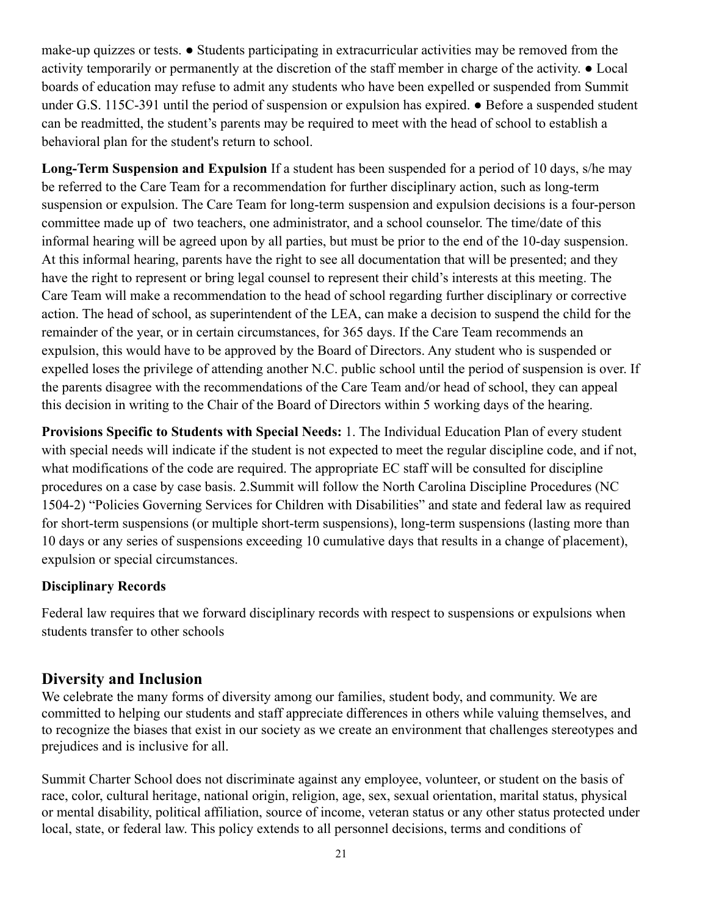make-up quizzes or tests. ● Students participating in extracurricular activities may be removed from the activity temporarily or permanently at the discretion of the staff member in charge of the activity. ● Local boards of education may refuse to admit any students who have been expelled or suspended from Summit under G.S. 115C-391 until the period of suspension or expulsion has expired. ● Before a suspended student can be readmitted, the student's parents may be required to meet with the head of school to establish a behavioral plan for the student's return to school.

**Long-Term Suspension and Expulsion** If a student has been suspended for a period of 10 days, s/he may be referred to the Care Team for a recommendation for further disciplinary action, such as long-term suspension or expulsion. The Care Team for long-term suspension and expulsion decisions is a four-person committee made up of two teachers, one administrator, and a school counselor. The time/date of this informal hearing will be agreed upon by all parties, but must be prior to the end of the 10-day suspension. At this informal hearing, parents have the right to see all documentation that will be presented; and they have the right to represent or bring legal counsel to represent their child's interests at this meeting. The Care Team will make a recommendation to the head of school regarding further disciplinary or corrective action. The head of school, as superintendent of the LEA, can make a decision to suspend the child for the remainder of the year, or in certain circumstances, for 365 days. If the Care Team recommends an expulsion, this would have to be approved by the Board of Directors. Any student who is suspended or expelled loses the privilege of attending another N.C. public school until the period of suspension is over. If the parents disagree with the recommendations of the Care Team and/or head of school, they can appeal this decision in writing to the Chair of the Board of Directors within 5 working days of the hearing.

**Provisions Specific to Students with Special Needs:** 1. The Individual Education Plan of every student with special needs will indicate if the student is not expected to meet the regular discipline code, and if not, what modifications of the code are required. The appropriate EC staff will be consulted for discipline procedures on a case by case basis. 2.Summit will follow the North Carolina Discipline Procedures (NC 1504-2) "Policies Governing Services for Children with Disabilities" and state and federal law as required for short-term suspensions (or multiple short-term suspensions), long-term suspensions (lasting more than 10 days or any series of suspensions exceeding 10 cumulative days that results in a change of placement), expulsion or special circumstances.

**Disciplinary Records**

Federal law requires that we forward disciplinary records with respect to suspensions or expulsions when students transfer to other schools

## Diversity and Inclusion

We celebrate the many forms of diversity among our families, student body, and community. We are committed to helping our students and staff appreciate differences in others while valuing themselves, and to recognize the biases that exist in our society as we create an environment that challenges stereotypes and prejudices and is inclusive for all.

Summit Charter School does not discriminate against any employee, volunteer, or student on the basis of race, color, cultural heritage, national origin, religion, age, sex, sexual orientation, marital status, physical or mental disability, political affiliation, source of income, veteran status or any other status protected under local, state, or federal law. This policy extends to all personnel decisions, terms and conditions of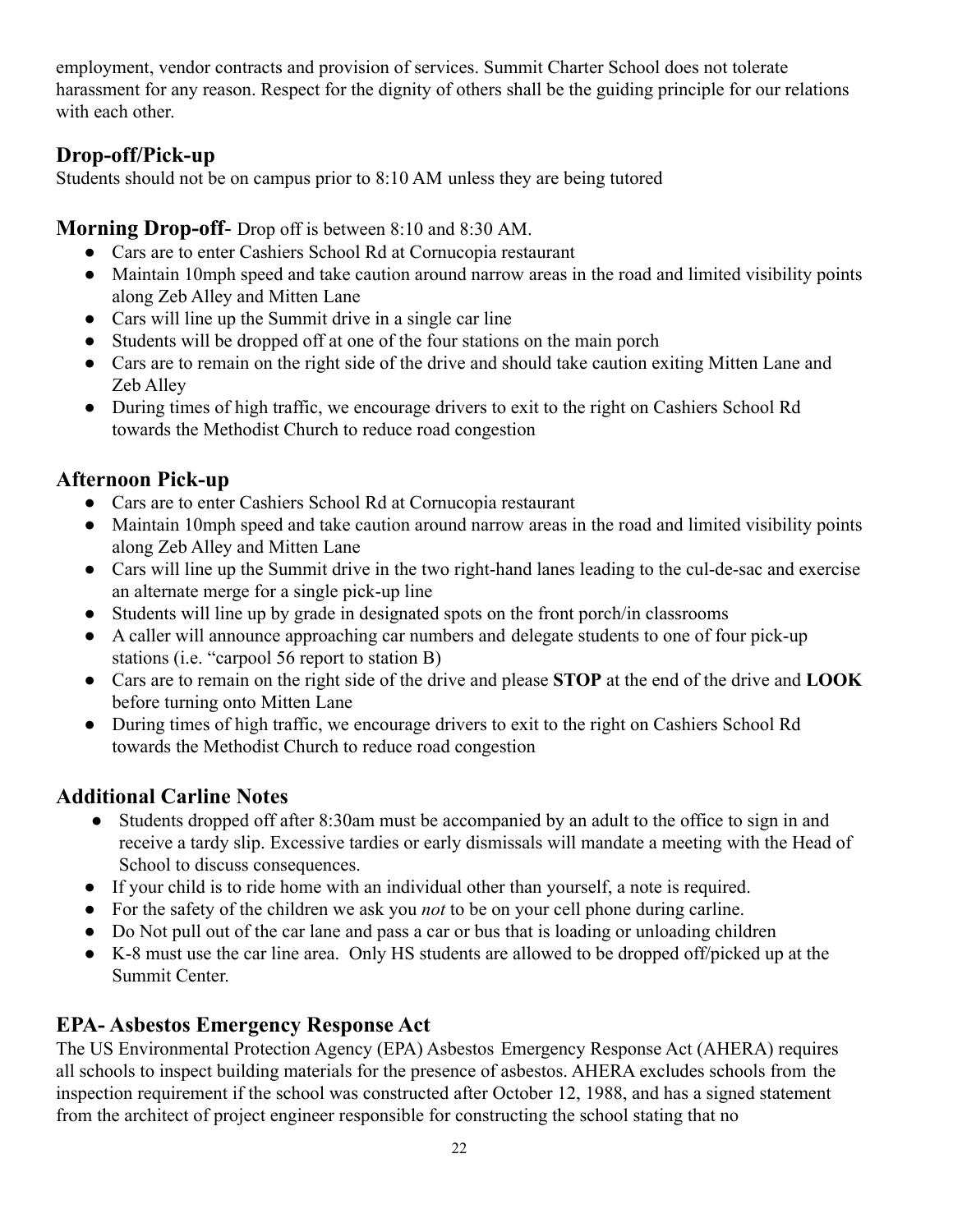employment, vendor contracts and provision of services. Summit Charter School does not tolerate harassment for any reason. Respect for the dignity of others shall be the guiding principle for our relations with each other.

## Drop-off/Pick-up

Students should not be on campus prior to 8:10 AM unless they are being tutored

### Morning Drop-off- Drop off is between 8:10 and 8:30 AM.

- Cars are to enter Cashiers School Rd at Cornucopia restaurant
- Maintain 10mph speed and take caution around narrow areas in the road and limited visibility points along Zeb Alley and Mitten Lane
- Cars will line up the Summit drive in a single car line
- Students will be dropped off at one of the four stations on the main porch
- Cars are to remain on the right side of the drive and should take caution exiting Mitten Lane and Zeb Alley
- During times of high traffic, we encourage drivers to exit to the right on Cashiers School Rd towards the Methodist Church to reduce road congestion

### Afternoon Pick-up

- Cars are to enter Cashiers School Rd at Cornucopia restaurant
- Maintain 10mph speed and take caution around narrow areas in the road and limited visibility points along Zeb Alley and Mitten Lane
- Cars will line up the Summit drive in the two right-hand lanes leading to the cul-de-sac and exercise an alternate merge for a single pick-up line
- Students will line up by grade in designated spots on the front porch/in classrooms
- A caller will announce approaching car numbers and delegate students to one of four pick-up stations (i.e. "carpool 56 report to station B)
- Cars are to remain on the right side of the drive and please **STOP** at the end of the drive and **LOOK** before turning onto Mitten Lane
- During times of high traffic, we encourage drivers to exit to the right on Cashiers School Rd towards the Methodist Church to reduce road congestion

## Additional Carline Notes

- Students dropped off after 8:30am must be accompanied by an adult to the office to sign in and receive a tardy slip. Excessive tardies or early dismissals will mandate a meeting with the Head of School to discuss consequences.
- If your child is to ride home with an individual other than yourself, a note is required.
- For the safety of the children we ask you *not* to be on your cell phone during carline.
- Do Not pull out of the car lane and pass a car or bus that is loading or unloading children
- K-8 must use the car line area. Only HS students are allowed to be dropped off/picked up at the Summit Center.

## EPA- Asbestos Emergency Response Act

The US Environmental Protection Agency (EPA) Asbestos Emergency Response Act (AHERA) requires all schools to inspect building materials for the presence of asbestos. AHERA excludes schools from the inspection requirement if the school was constructed after October 12, 1988, and has a signed statement from the architect of project engineer responsible for constructing the school stating that no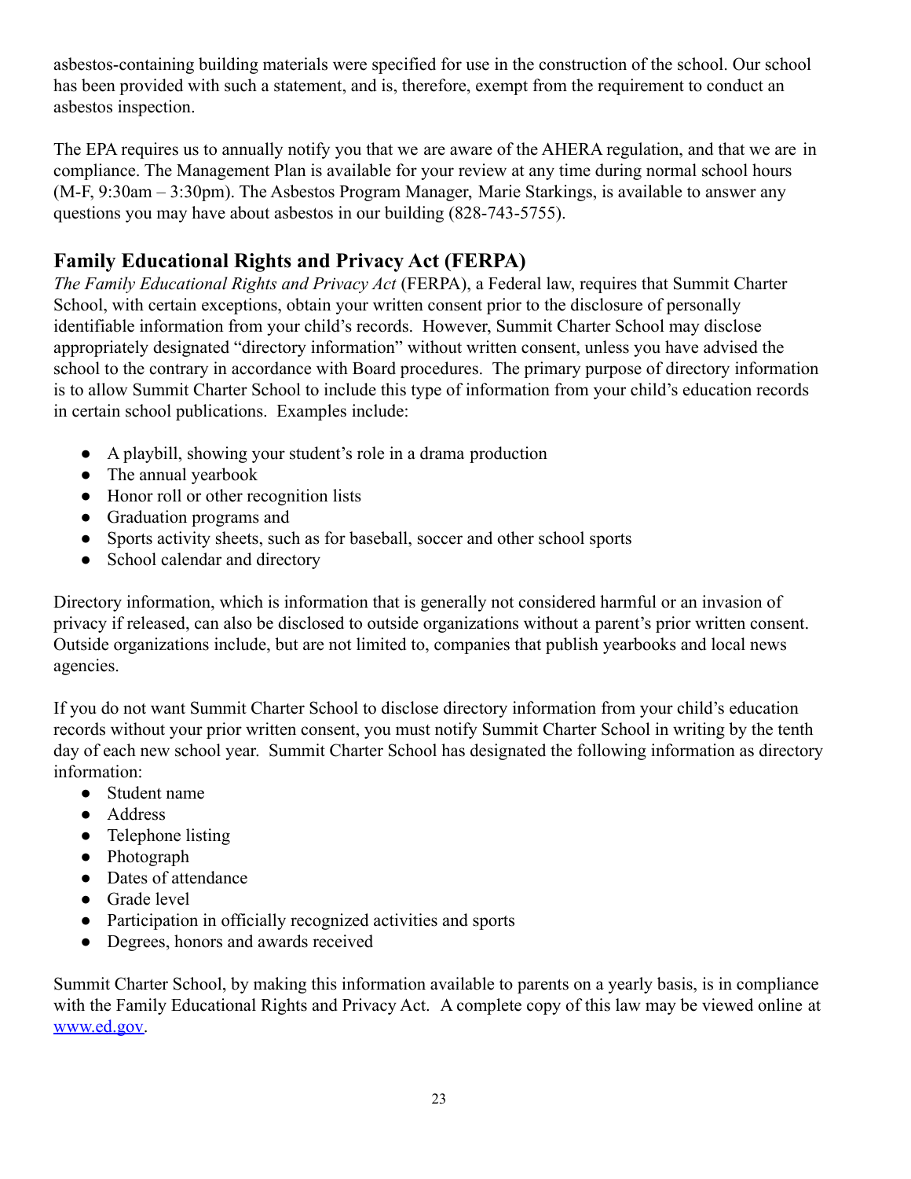asbestos-containing building materials were specified for use in the construction of the school. Our school has been provided with such a statement, and is, therefore, exempt from the requirement to conduct an asbestos inspection.

The EPA requires us to annually notify you that we are aware of the AHERA regulation, and that we are in compliance. The Management Plan is available for your review at any time during normal school hours (M-F, 9:30am – 3:30pm). The Asbestos Program Manager, Marie Starkings, is available to answer any questions you may have about asbestos in our building (828-743-5755).

## Family Educational Rights and Privacy Act (FERPA)

*The Family Educational Rights and Privacy Act* (FERPA), a Federal law, requires that Summit Charter School, with certain exceptions, obtain your written consent prior to the disclosure of personally identifiable information from your child's records. However, Summit Charter School may disclose appropriately designated "directory information" without written consent, unless you have advised the school to the contrary in accordance with Board procedures. The primary purpose of directory information is to allow Summit Charter School to include this type of information from your child's education records in certain school publications. Examples include:

- A playbill, showing your student's role in a drama production
- The annual yearbook
- Honor roll or other recognition lists
- Graduation programs and
- Sports activity sheets, such as for baseball, soccer and other school sports
- School calendar and directory

Directory information, which is information that is generally not considered harmful or an invasion of privacy if released, can also be disclosed to outside organizations without a parent's prior written consent. Outside organizations include, but are not limited to, companies that publish yearbooks and local news agencies.

If you do not want Summit Charter School to disclose directory information from your child's education records without your prior written consent, you must notify Summit Charter School in writing by the tenth day of each new school year. Summit Charter School has designated the following information as directory information:

- Student name
- Address
- Telephone listing
- Photograph
- Dates of attendance
- Grade level
- Participation in officially recognized activities and sports
- Degrees, honors and awards received

Summit Charter School, by making this information available to parents on a yearly basis, is in compliance with the Family Educational Rights and Privacy Act. A complete copy of this law may be viewed online at [www.ed.gov](http://www.ed.gov).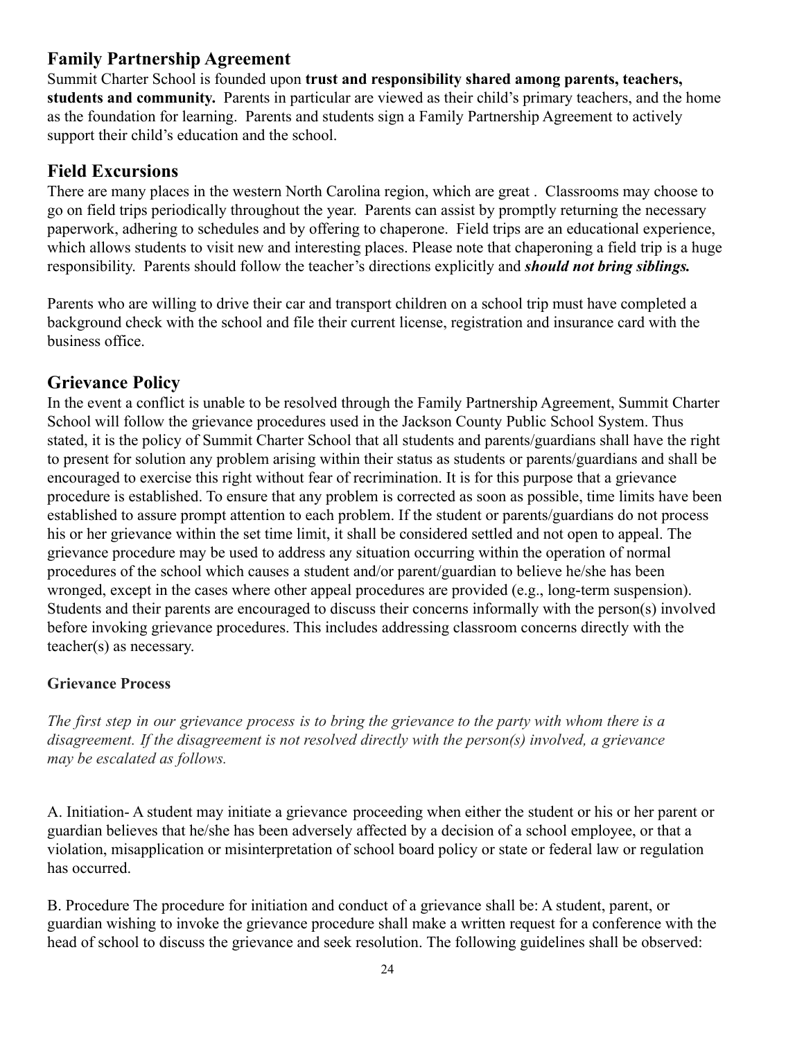## Family Partnership Agreement

Summit Charter School is founded upon **trust and responsibility shared among parents, teachers, students and community.** Parents in particular are viewed as their child's primary teachers, and the home as the foundation for learning. Parents and students sign a Family Partnership Agreement to actively support their child's education and the school.

## Field Excursions

There are many places in the western North Carolina region, which are great . Classrooms may choose to go on field trips periodically throughout the year. Parents can assist by promptly returning the necessary paperwork, adhering to schedules and by offering to chaperone. Field trips are an educational experience, which allows students to visit new and interesting places. Please note that chaperoning a field trip is a huge responsibility. Parents should follow the teacher's directions explicitly and ***should not bring siblings.***

Parents who are willing to drive their car and transport children on a school trip must have completed a background check with the school and file their current license, registration and insurance card with the business office.

## Grievance Policy

In the event a conflict is unable to be resolved through the Family Partnership Agreement, Summit Charter School will follow the grievance procedures used in the Jackson County Public School System. Thus stated, it is the policy of Summit Charter School that all students and parents/guardians shall have the right to present for solution any problem arising within their status as students or parents/guardians and shall be encouraged to exercise this right without fear of recrimination. It is for this purpose that a grievance procedure is established. To ensure that any problem is corrected as soon as possible, time limits have been established to assure prompt attention to each problem. If the student or parents/guardians do not process his or her grievance within the set time limit, it shall be considered settled and not open to appeal. The grievance procedure may be used to address any situation occurring within the operation of normal procedures of the school which causes a student and/or parent/guardian to believe he/she has been wronged, except in the cases where other appeal procedures are provided (e.g., long-term suspension). Students and their parents are encouraged to discuss their concerns informally with the person(s) involved before invoking grievance procedures. This includes addressing classroom concerns directly with the teacher(s) as necessary.

#### Grievance Process

*The first step in our grievance process is to bring the grievance to the party with whom there is a disagreement. If the disagreement is not resolved directly with the person(s) involved, a grievance may be escalated as follows.*

A. Initiation- A student may initiate a grievance proceeding when either the student or his or her parent or guardian believes that he/she has been adversely affected by a decision of a school employee, or that a violation, misapplication or misinterpretation of school board policy or state or federal law or regulation has occurred.

B. Procedure The procedure for initiation and conduct of a grievance shall be: A student, parent, or guardian wishing to invoke the grievance procedure shall make a written request for a conference with the head of school to discuss the grievance and seek resolution. The following guidelines shall be observed: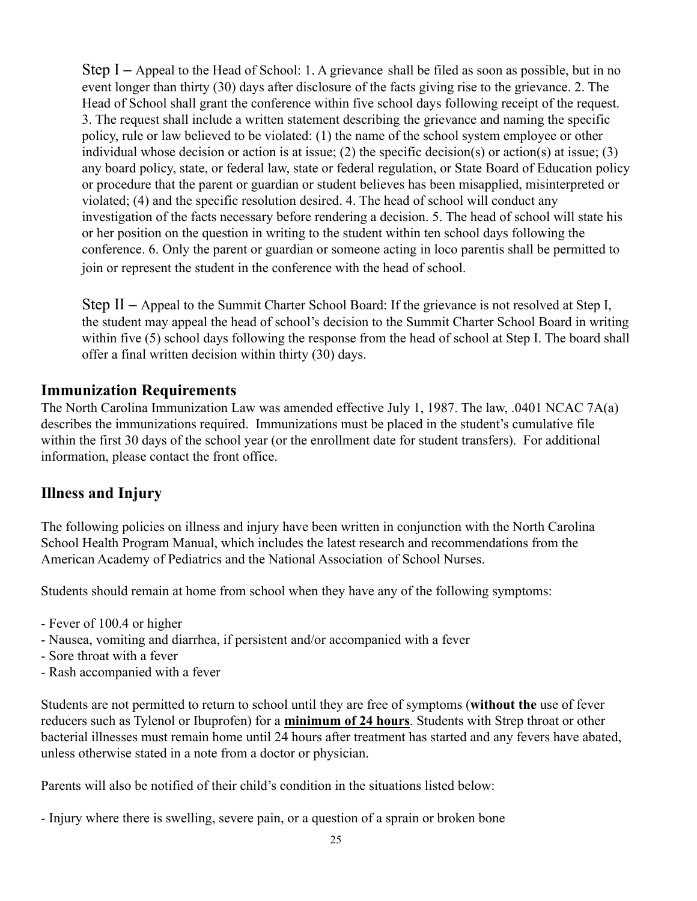Step I – Appeal to the Head of School: 1. A grievance shall be filed as soon as possible, but in no event longer than thirty (30) days after disclosure of the facts giving rise to the grievance. 2. The Head of School shall grant the conference within five school days following receipt of the request. 3. The request shall include a written statement describing the grievance and naming the specific policy, rule or law believed to be violated: (1) the name of the school system employee or other individual whose decision or action is at issue; (2) the specific decision(s) or action(s) at issue; (3) any board policy, state, or federal law, state or federal regulation, or State Board of Education policy or procedure that the parent or guardian or student believes has been misapplied, misinterpreted or violated; (4) and the specific resolution desired. 4. The head of school will conduct any investigation of the facts necessary before rendering a decision. 5. The head of school will state his or her position on the question in writing to the student within ten school days following the conference. 6. Only the parent or guardian or someone acting in loco parentis shall be permitted to join or represent the student in the conference with the head of school.

Step II – Appeal to the Summit Charter School Board: If the grievance is not resolved at Step I, the student may appeal the head of school's decision to the Summit Charter School Board in writing within five (5) school days following the response from the head of school at Step I. The board shall offer a final written decision within thirty (30) days.

## Immunization Requirements

The North Carolina Immunization Law was amended effective July 1, 1987. The law, .0401 NCAC 7A(a) describes the immunizations required. Immunizations must be placed in the student's cumulative file within the first 30 days of the school year (or the enrollment date for student transfers). For additional information, please contact the front office.

## Illness and Injury

The following policies on illness and injury have been written in conjunction with the North Carolina School Health Program Manual, which includes the latest research and recommendations from the American Academy of Pediatrics and the National Association of School Nurses.

Students should remain at home from school when they have any of the following symptoms:

- Fever of 100.4 or higher
- Nausea, vomiting and diarrhea, if persistent and/or accompanied with a fever
- Sore throat with a fever
- Rash accompanied with a fever

Students are not permitted to return to school until they are free of symptoms (**without the** use of fever reducers such as Tylenol or Ibuprofen) for a **minimum of 24 hours**. Students with Strep throat or other bacterial illnesses must remain home until 24 hours after treatment has started and any fevers have abated, unless otherwise stated in a note from a doctor or physician.

Parents will also be notified of their child's condition in the situations listed below:

- Injury where there is swelling, severe pain, or a question of a sprain or broken bone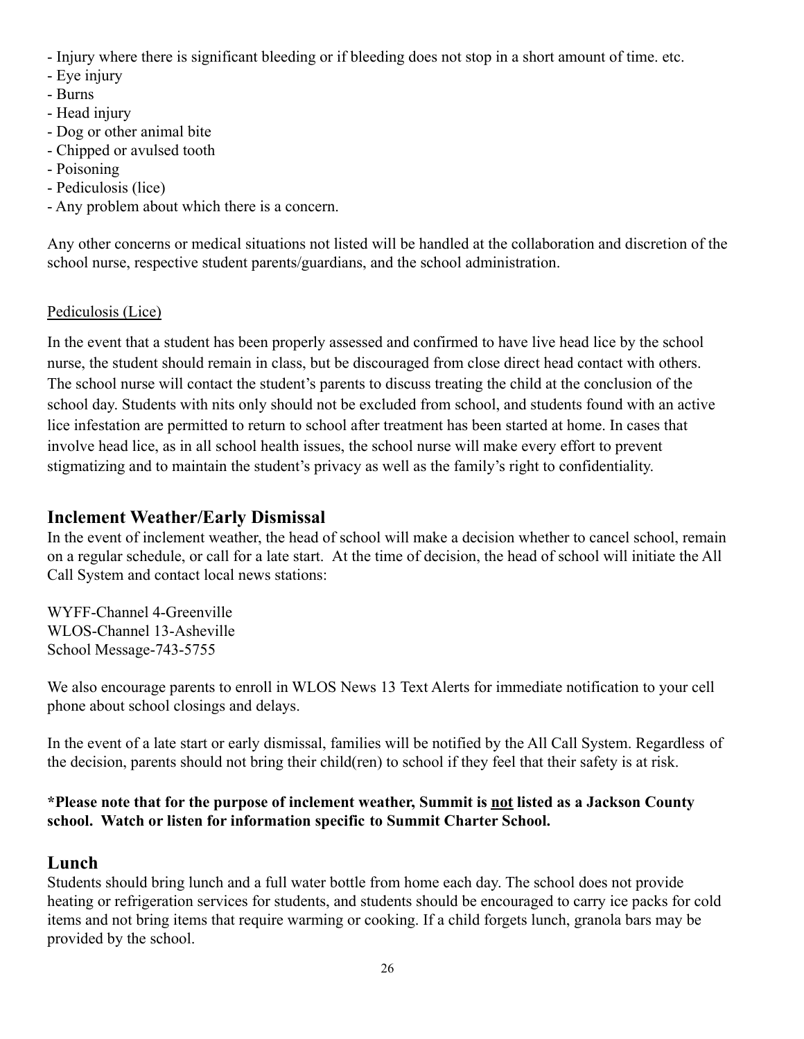- Injury where there is significant bleeding or if bleeding does not stop in a short amount of time. etc.
- Eye injury
- Burns
- Head injury
- Dog or other animal bite
- Chipped or avulsed tooth
- Poisoning
- Pediculosis (lice)
- Any problem about which there is a concern.

Any other concerns or medical situations not listed will be handled at the collaboration and discretion of the school nurse, respective student parents/guardians, and the school administration.

Pediculosis (Lice)

In the event that a student has been properly assessed and confirmed to have live head lice by the school nurse, the student should remain in class, but be discouraged from close direct head contact with others. The school nurse will contact the student's parents to discuss treating the child at the conclusion of the school day. Students with nits only should not be excluded from school, and students found with an active lice infestation are permitted to return to school after treatment has been started at home. In cases that involve head lice, as in all school health issues, the school nurse will make every effort to prevent stigmatizing and to maintain the student's privacy as well as the family's right to confidentiality.

## Inclement Weather/Early Dismissal

In the event of inclement weather, the head of school will make a decision whether to cancel school, remain on a regular schedule, or call for a late start. At the time of decision, the head of school will initiate the All Call System and contact local news stations:

WYFF-Channel 4-Greenville
WLOS-Channel 13-Asheville
School Message-743-5755

We also encourage parents to enroll in WLOS News 13 Text Alerts for immediate notification to your cell phone about school closings and delays.

In the event of a late start or early dismissal, families will be notified by the All Call System. Regardless of the decision, parents should not bring their child(ren) to school if they feel that their safety is at risk.

**\*Please note that for the purpose of inclement weather, Summit is <u>not</u> listed as a Jackson County school. Watch or listen for information specific to Summit Charter School.**

## Lunch

Students should bring lunch and a full water bottle from home each day. The school does not provide heating or refrigeration services for students, and students should be encouraged to carry ice packs for cold items and not bring items that require warming or cooking. If a child forgets lunch, granola bars may be provided by the school.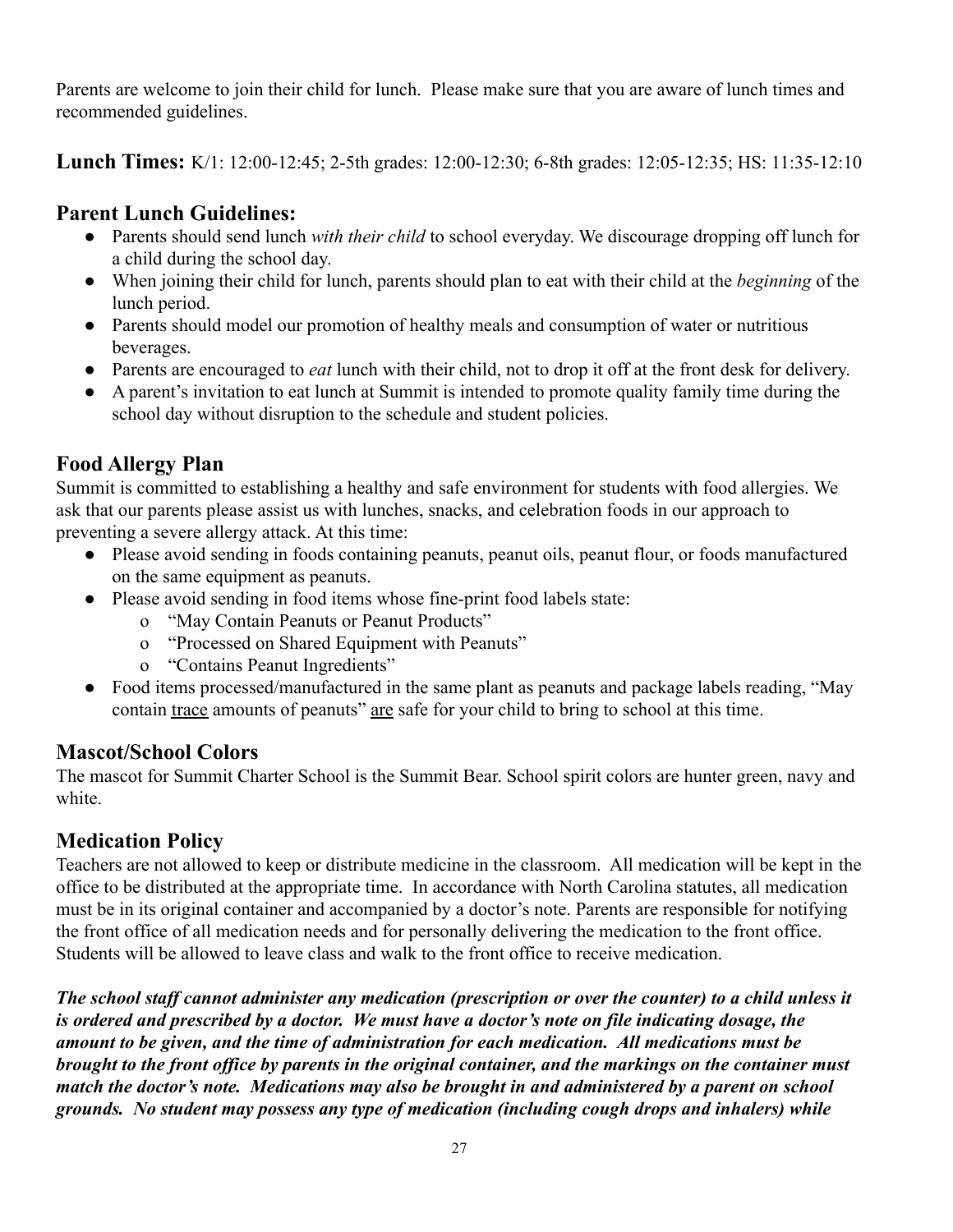Parents are welcome to join their child for lunch. Please make sure that you are aware of lunch times and recommended guidelines.

**Lunch Times:** K/1: 12:00-12:45; 2-5th grades: 12:00-12:30; 6-8th grades: 12:05-12:35; HS: 11:35-12:10

## Parent Lunch Guidelines:

- Parents should send lunch *with their child* to school everyday. We discourage dropping off lunch for a child during the school day.
- When joining their child for lunch, parents should plan to eat with their child at the *beginning* of the lunch period.
- Parents should model our promotion of healthy meals and consumption of water or nutritious beverages.
- Parents are encouraged to *eat* lunch with their child, not to drop it off at the front desk for delivery.
- A parent's invitation to eat lunch at Summit is intended to promote quality family time during the school day without disruption to the schedule and student policies.

## Food Allergy Plan

Summit is committed to establishing a healthy and safe environment for students with food allergies. We ask that our parents please assist us with lunches, snacks, and celebration foods in our approach to preventing a severe allergy attack. At this time:

- Please avoid sending in foods containing peanuts, peanut oils, peanut flour, or foods manufactured on the same equipment as peanuts.
- Please avoid sending in food items whose fine-print food labels state:
  - "May Contain Peanuts or Peanut Products"
  - "Processed on Shared Equipment with Peanuts"
  - "Contains Peanut Ingredients"
- Food items processed/manufactured in the same plant as peanuts and package labels reading, "May contain <u>trace</u> amounts of peanuts" <u>are</u> safe for your child to bring to school at this time.

## Mascot/School Colors

The mascot for Summit Charter School is the Summit Bear. School spirit colors are hunter green, navy and white.

## Medication Policy

Teachers are not allowed to keep or distribute medicine in the classroom. All medication will be kept in the office to be distributed at the appropriate time. In accordance with North Carolina statutes, all medication must be in its original container and accompanied by a doctor's note. Parents are responsible for notifying the front office of all medication needs and for personally delivering the medication to the front office. Students will be allowed to leave class and walk to the front office to receive medication.

***The school staff cannot administer any medication (prescription or over the counter) to a child unless it is ordered and prescribed by a doctor. We must have a doctor's note on file indicating dosage, the amount to be given, and the time of administration for each medication. All medications must be brought to the front office by parents in the original container, and the markings on the container must match the doctor's note. Medications may also be brought in and administered by a parent on school grounds. No student may possess any type of medication (including cough drops and inhalers) while***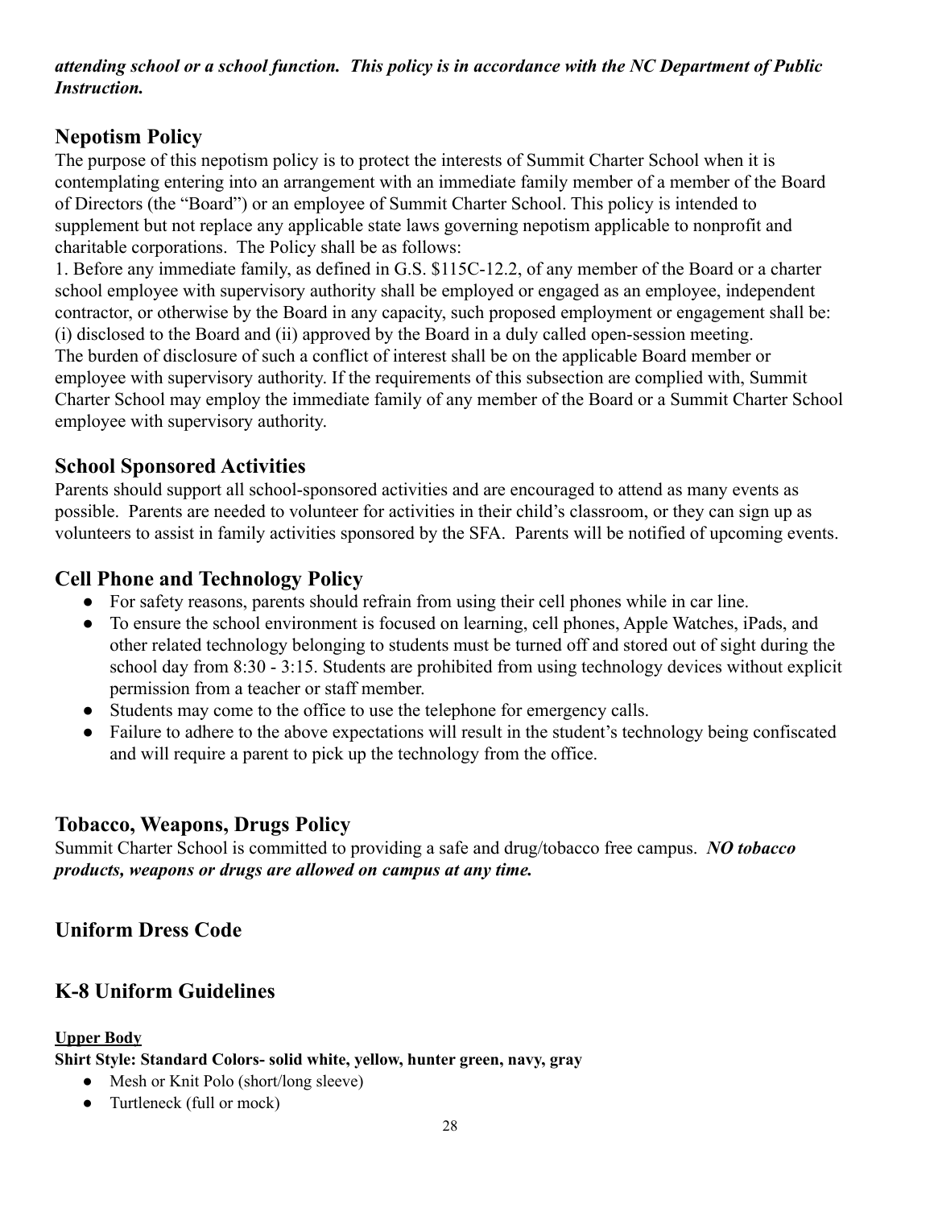***attending school or a school function. This policy is in accordance with the NC Department of Public Instruction.***

## Nepotism Policy

The purpose of this nepotism policy is to protect the interests of Summit Charter School when it is contemplating entering into an arrangement with an immediate family member of a member of the Board of Directors (the "Board") or an employee of Summit Charter School. This policy is intended to supplement but not replace any applicable state laws governing nepotism applicable to nonprofit and charitable corporations. The Policy shall be as follows:

1. Before any immediate family, as defined in G.S. $115C-12.2, of any member of the Board or a charter school employee with supervisory authority shall be employed or engaged as an employee, independent contractor, or otherwise by the Board in any capacity, such proposed employment or engagement shall be: (i) disclosed to the Board and (ii) approved by the Board in a duly called open-session meeting.

The burden of disclosure of such a conflict of interest shall be on the applicable Board member or employee with supervisory authority. If the requirements of this subsection are complied with, Summit Charter School may employ the immediate family of any member of the Board or a Summit Charter School employee with supervisory authority.

## School Sponsored Activities

Parents should support all school-sponsored activities and are encouraged to attend as many events as possible. Parents are needed to volunteer for activities in their child's classroom, or they can sign up as volunteers to assist in family activities sponsored by the SFA. Parents will be notified of upcoming events.

## Cell Phone and Technology Policy

- For safety reasons, parents should refrain from using their cell phones while in car line.
- To ensure the school environment is focused on learning, cell phones, Apple Watches, iPads, and other related technology belonging to students must be turned off and stored out of sight during the school day from 8:30 - 3:15. Students are prohibited from using technology devices without explicit permission from a teacher or staff member.
- Students may come to the office to use the telephone for emergency calls.
- Failure to adhere to the above expectations will result in the student's technology being confiscated and will require a parent to pick up the technology from the office.

## Tobacco, Weapons, Drugs Policy

Summit Charter School is committed to providing a safe and drug/tobacco free campus. ***NO tobacco products, weapons or drugs are allowed on campus at any time.***

## Uniform Dress Code

## K-8 Uniform Guidelines

**Upper Body**

**Shirt Style: Standard Colors- solid white, yellow, hunter green, navy, gray**

- Mesh or Knit Polo (short/long sleeve)
- Turtleneck (full or mock)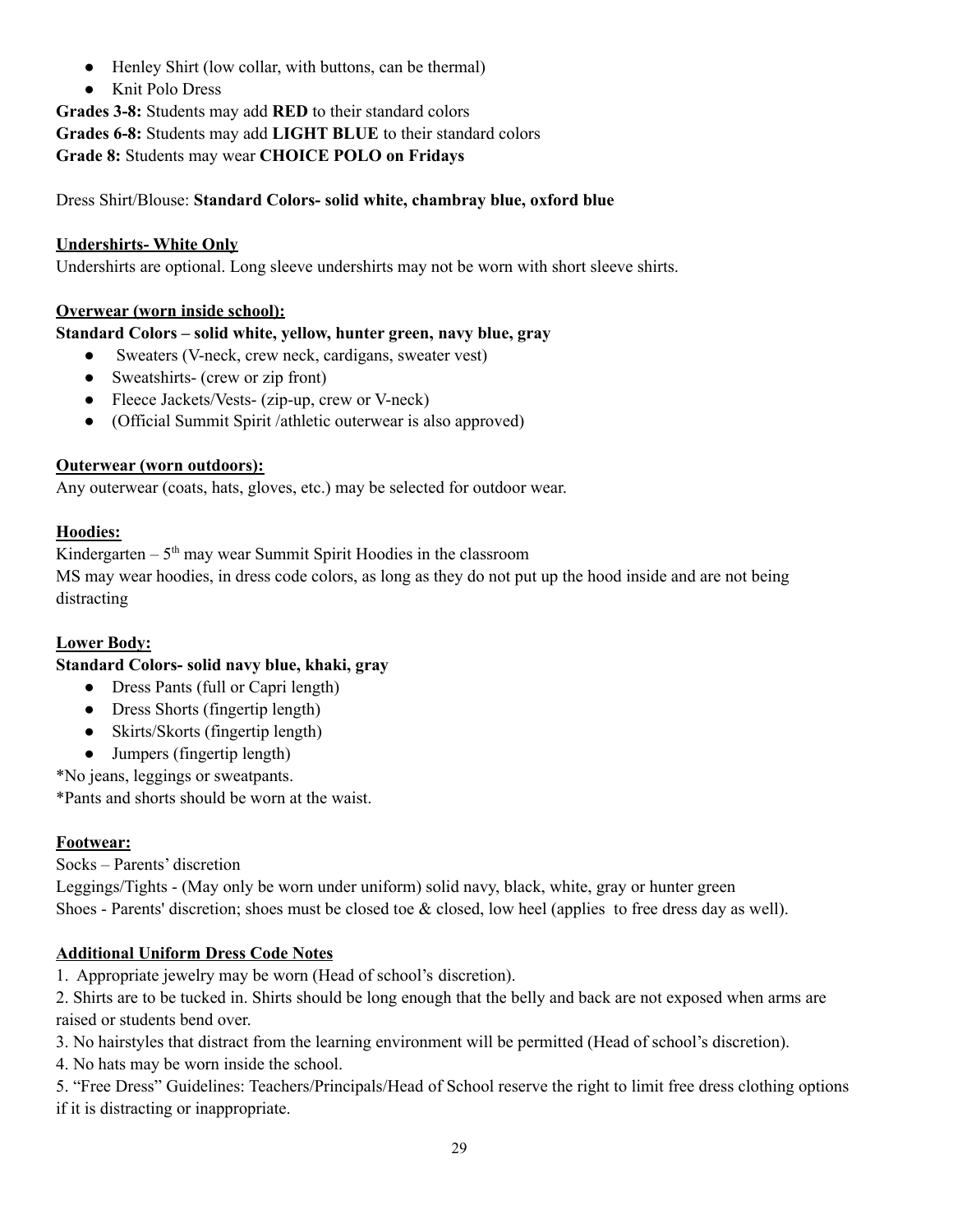- Henley Shirt (low collar, with buttons, can be thermal)
- Knit Polo Dress

**Grades 3-8:** Students may add **RED** to their standard colors
**Grades 6-8:** Students may add **LIGHT BLUE** to their standard colors
**Grade 8:** Students may wear **CHOICE POLO on Fridays**

Dress Shirt/Blouse: **Standard Colors- solid white, chambray blue, oxford blue**

**Undershirts- White Only**

Undershirts are optional. Long sleeve undershirts may not be worn with short sleeve shirts.

**Overwear (worn inside school):**

**Standard Colors – solid white, yellow, hunter green, navy blue, gray**

- Sweaters (V-neck, crew neck, cardigans, sweater vest)
- Sweatshirts- (crew or zip front)
- Fleece Jackets/Vests- (zip-up, crew or V-neck)
- (Official Summit Spirit /athletic outerwear is also approved)

**Outerwear (worn outdoors):**

Any outerwear (coats, hats, gloves, etc.) may be selected for outdoor wear.

**Hoodies:**

Kindergarten – 5th may wear Summit Spirit Hoodies in the classroom
MS may wear hoodies, in dress code colors, as long as they do not put up the hood inside and are not being distracting

**Lower Body:**

**Standard Colors- solid navy blue, khaki, gray**

- Dress Pants (full or Capri length)
- Dress Shorts (fingertip length)
- Skirts/Skorts (fingertip length)
- Jumpers (fingertip length)

*No jeans, leggings or sweatpants.
*Pants and shorts should be worn at the waist.

**Footwear:**

Socks – Parents' discretion
Leggings/Tights - (May only be worn under uniform) solid navy, black, white, gray or hunter green
Shoes - Parents' discretion; shoes must be closed toe & closed, low heel (applies to free dress day as well).

**Additional Uniform Dress Code Notes**

1. Appropriate jewelry may be worn (Head of school's discretion).
2. Shirts are to be tucked in. Shirts should be long enough that the belly and back are not exposed when arms are raised or students bend over.
3. No hairstyles that distract from the learning environment will be permitted (Head of school's discretion).
4. No hats may be worn inside the school.
5. "Free Dress" Guidelines: Teachers/Principals/Head of School reserve the right to limit free dress clothing options if it is distracting or inappropriate.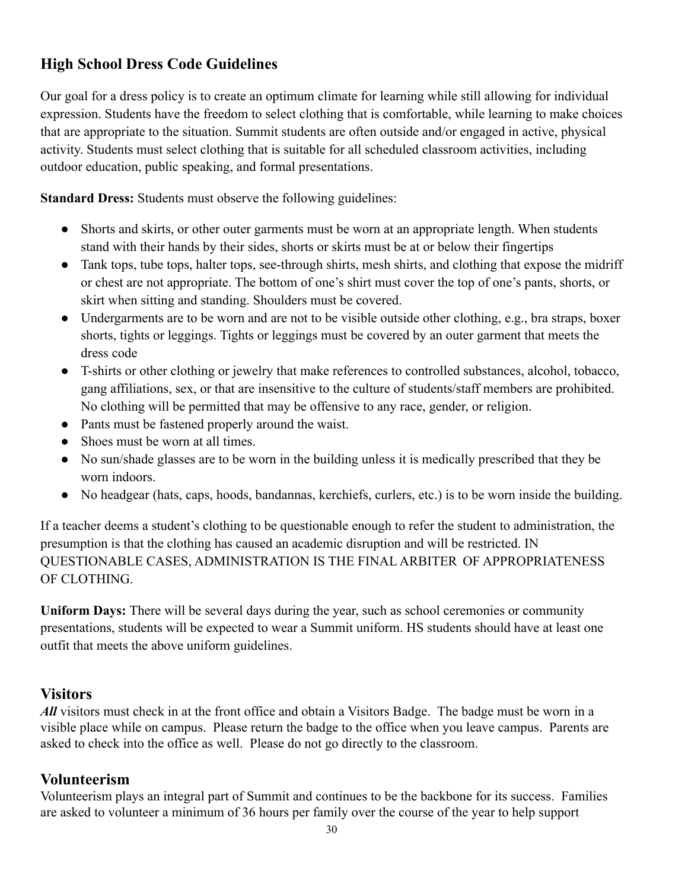## High School Dress Code Guidelines

Our goal for a dress policy is to create an optimum climate for learning while still allowing for individual expression. Students have the freedom to select clothing that is comfortable, while learning to make choices that are appropriate to the situation. Summit students are often outside and/or engaged in active, physical activity. Students must select clothing that is suitable for all scheduled classroom activities, including outdoor education, public speaking, and formal presentations.

**Standard Dress:** Students must observe the following guidelines:

- Shorts and skirts, or other outer garments must be worn at an appropriate length. When students stand with their hands by their sides, shorts or skirts must be at or below their fingertips
- Tank tops, tube tops, halter tops, see-through shirts, mesh shirts, and clothing that expose the midriff or chest are not appropriate. The bottom of one's shirt must cover the top of one's pants, shorts, or skirt when sitting and standing. Shoulders must be covered.
- Undergarments are to be worn and are not to be visible outside other clothing, e.g., bra straps, boxer shorts, tights or leggings. Tights or leggings must be covered by an outer garment that meets the dress code
- T-shirts or other clothing or jewelry that make references to controlled substances, alcohol, tobacco, gang affiliations, sex, or that are insensitive to the culture of students/staff members are prohibited. No clothing will be permitted that may be offensive to any race, gender, or religion.
- Pants must be fastened properly around the waist.
- Shoes must be worn at all times.
- No sun/shade glasses are to be worn in the building unless it is medically prescribed that they be worn indoors.
- No headgear (hats, caps, hoods, bandannas, kerchiefs, curlers, etc.) is to be worn inside the building.

If a teacher deems a student's clothing to be questionable enough to refer the student to administration, the presumption is that the clothing has caused an academic disruption and will be restricted. IN QUESTIONABLE CASES, ADMINISTRATION IS THE FINAL ARBITER OF APPROPRIATENESS OF CLOTHING.

**Uniform Days:** There will be several days during the year, such as school ceremonies or community presentations, students will be expected to wear a Summit uniform. HS students should have at least one outfit that meets the above uniform guidelines.

## Visitors

***All*** visitors must check in at the front office and obtain a Visitors Badge. The badge must be worn in a visible place while on campus. Please return the badge to the office when you leave campus. Parents are asked to check into the office as well. Please do not go directly to the classroom.

## Volunteerism

Volunteerism plays an integral part of Summit and continues to be the backbone for its success. Families are asked to volunteer a minimum of 36 hours per family over the course of the year to help support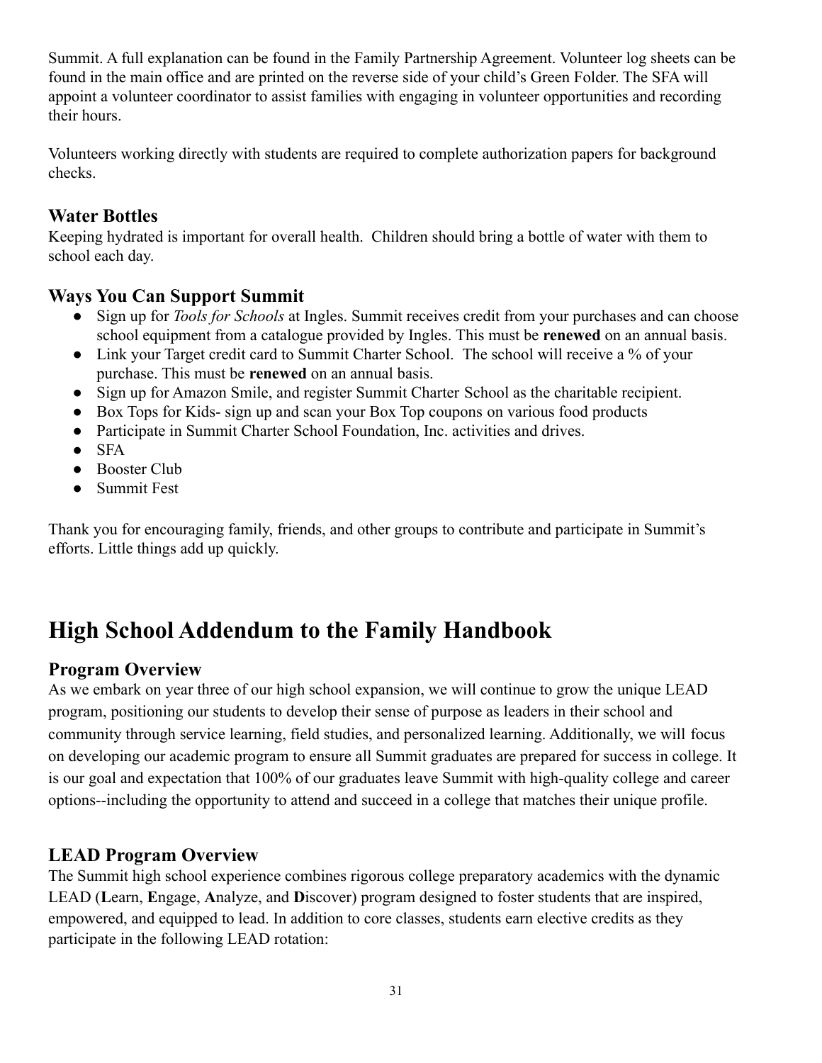Summit. A full explanation can be found in the Family Partnership Agreement. Volunteer log sheets can be found in the main office and are printed on the reverse side of your child's Green Folder. The SFA will appoint a volunteer coordinator to assist families with engaging in volunteer opportunities and recording their hours.

Volunteers working directly with students are required to complete authorization papers for background checks.

### Water Bottles

Keeping hydrated is important for overall health. Children should bring a bottle of water with them to school each day.

### Ways You Can Support Summit

- Sign up for *Tools for Schools* at Ingles. Summit receives credit from your purchases and can choose school equipment from a catalogue provided by Ingles. This must be **renewed** on an annual basis.
- Link your Target credit card to Summit Charter School. The school will receive a % of your purchase. This must be **renewed** on an annual basis.
- Sign up for Amazon Smile, and register Summit Charter School as the charitable recipient.
- Box Tops for Kids- sign up and scan your Box Top coupons on various food products
- Participate in Summit Charter School Foundation, Inc. activities and drives.
- SFA
- Booster Club
- Summit Fest

Thank you for encouraging family, friends, and other groups to contribute and participate in Summit's efforts. Little things add up quickly.

## High School Addendum to the Family Handbook

### Program Overview

As we embark on year three of our high school expansion, we will continue to grow the unique LEAD program, positioning our students to develop their sense of purpose as leaders in their school and community through service learning, field studies, and personalized learning. Additionally, we will focus on developing our academic program to ensure all Summit graduates are prepared for success in college. It is our goal and expectation that 100% of our graduates leave Summit with high-quality college and career options--including the opportunity to attend and succeed in a college that matches their unique profile.

### LEAD Program Overview

The Summit high school experience combines rigorous college preparatory academics with the dynamic LEAD (**L**earn, **E**ngage, **A**nalyze, and **D**iscover) program designed to foster students that are inspired, empowered, and equipped to lead. In addition to core classes, students earn elective credits as they participate in the following LEAD rotation: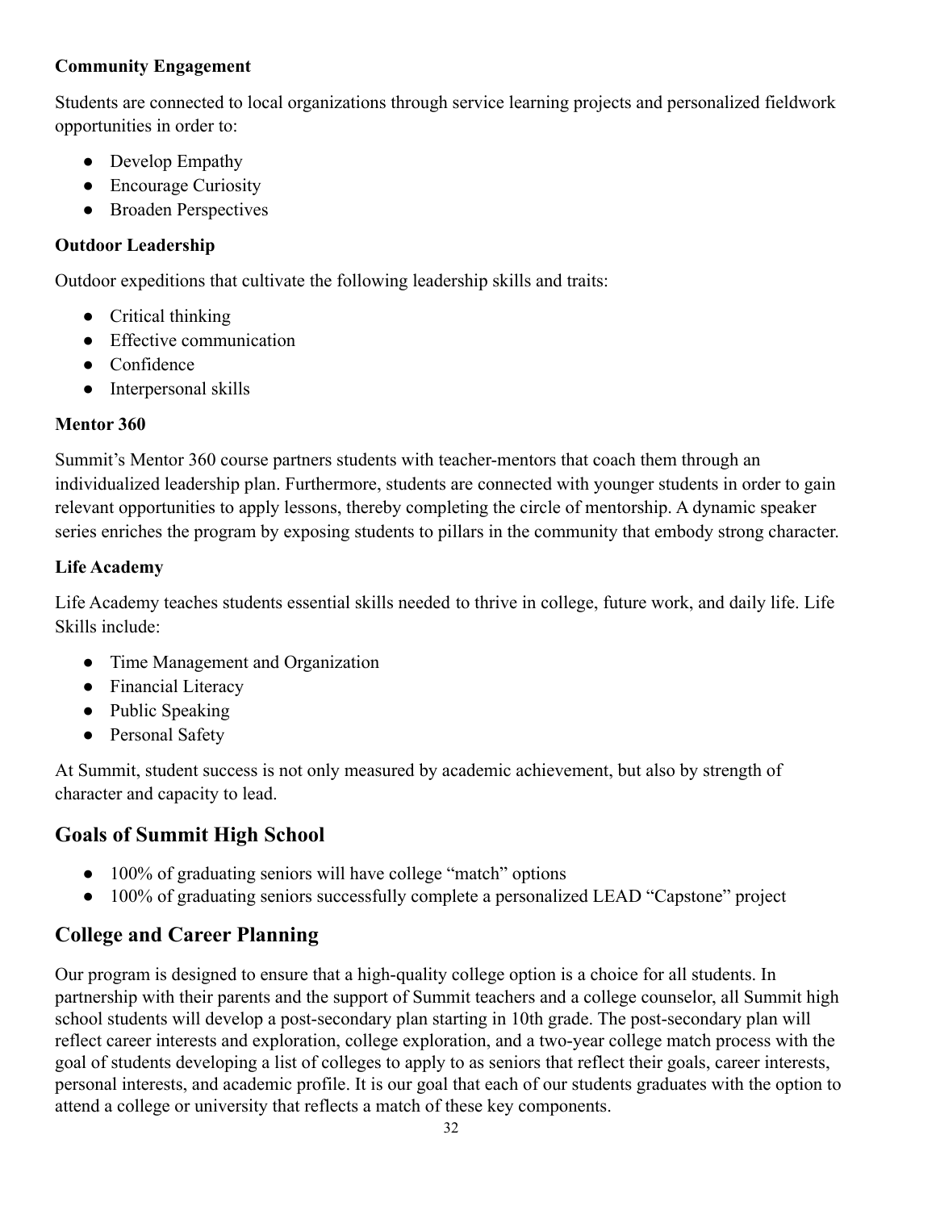**Community Engagement**

Students are connected to local organizations through service learning projects and personalized fieldwork opportunities in order to:

- Develop Empathy
- Encourage Curiosity
- Broaden Perspectives

**Outdoor Leadership**

Outdoor expeditions that cultivate the following leadership skills and traits:

- Critical thinking
- Effective communication
- Confidence
- Interpersonal skills

**Mentor 360**

Summit's Mentor 360 course partners students with teacher-mentors that coach them through an individualized leadership plan. Furthermore, students are connected with younger students in order to gain relevant opportunities to apply lessons, thereby completing the circle of mentorship. A dynamic speaker series enriches the program by exposing students to pillars in the community that embody strong character.

**Life Academy**

Life Academy teaches students essential skills needed to thrive in college, future work, and daily life. Life Skills include:

- Time Management and Organization
- Financial Literacy
- Public Speaking
- Personal Safety

At Summit, student success is not only measured by academic achievement, but also by strength of character and capacity to lead.

## Goals of Summit High School

- 100% of graduating seniors will have college "match" options
- 100% of graduating seniors successfully complete a personalized LEAD "Capstone" project

## College and Career Planning

Our program is designed to ensure that a high-quality college option is a choice for all students. In partnership with their parents and the support of Summit teachers and a college counselor, all Summit high school students will develop a post-secondary plan starting in 10th grade. The post-secondary plan will reflect career interests and exploration, college exploration, and a two-year college match process with the goal of students developing a list of colleges to apply to as seniors that reflect their goals, career interests, personal interests, and academic profile. It is our goal that each of our students graduates with the option to attend a college or university that reflects a match of these key components.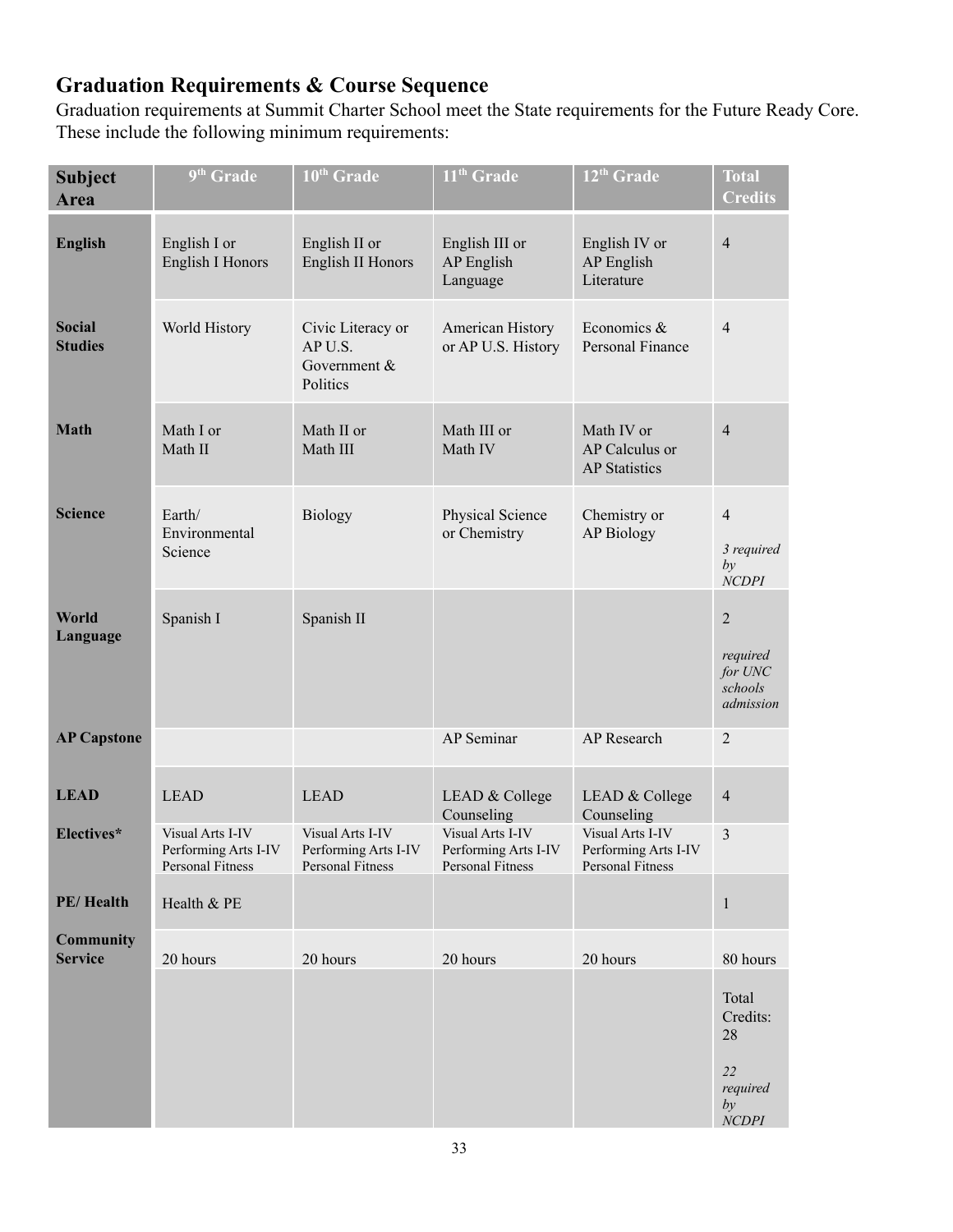## Graduation Requirements & Course Sequence

Graduation requirements at Summit Charter School meet the State requirements for the Future Ready Core. These include the following minimum requirements:

| Subject Area | 9th Grade | 10th Grade | 11th Grade | 12th Grade | Total Credits |
|---|---|---|---|---|---|
| **English** | English I or English I Honors | English II or English II Honors | English III or AP English Language | English IV or AP English Literature | 4 |
| **Social Studies** | World History | Civic Literacy or AP U.S. Government & Politics | American History or AP U.S. History | Economics & Personal Finance | 4 |
| **Math** | Math I or Math II | Math II or Math III | Math III or Math IV | Math IV or AP Calculus or AP Statistics | 4 |
| **Science** | Earth/ Environmental Science | Biology | Physical Science or Chemistry | Chemistry or AP Biology | 4 *3 required by NCDPI* |
| **World Language** | Spanish I | Spanish II | | | 2 *required for UNC schools admission* |
| **AP Capstone** | | | AP Seminar | AP Research | 2 |
| **LEAD** | LEAD | LEAD | LEAD & College Counseling | LEAD & College Counseling | 4 |
| **Electives*** | Visual Arts I-IV Performing Arts I-IV Personal Fitness | Visual Arts I-IV Performing Arts I-IV Personal Fitness | Visual Arts I-IV Performing Arts I-IV Personal Fitness | Visual Arts I-IV Performing Arts I-IV Personal Fitness | 3 |
| **PE/ Health** | Health & PE | | | | 1 |
| **Community Service** | 20 hours | 20 hours | 20 hours | 20 hours | 80 hours |
| | | | | | Total Credits: 28 *22 required by NCDPI* |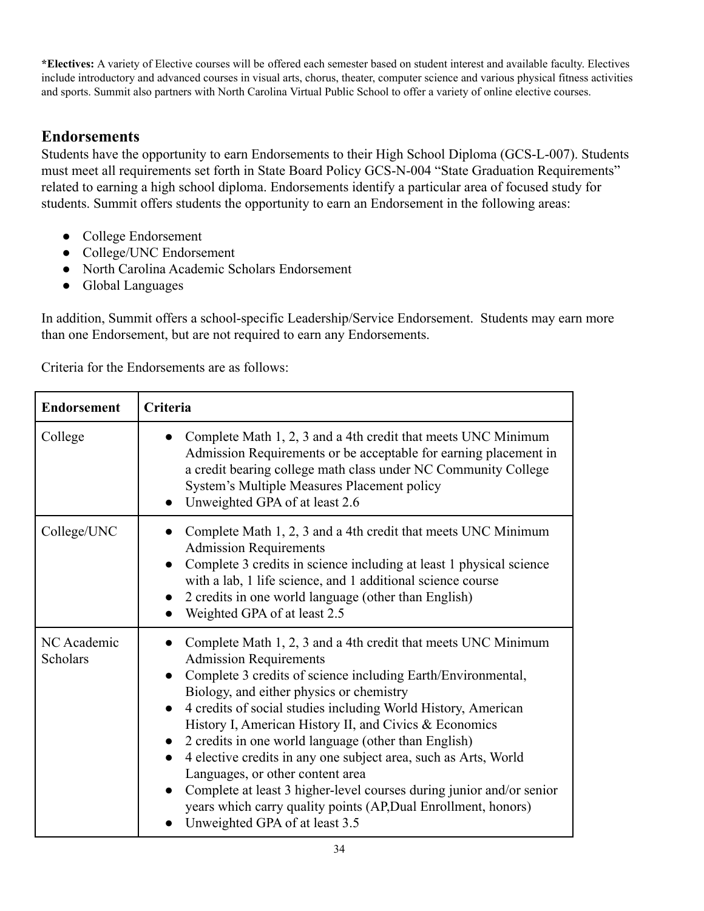**\*Electives:** A variety of Elective courses will be offered each semester based on student interest and available faculty. Electives include introductory and advanced courses in visual arts, chorus, theater, computer science and various physical fitness activities and sports. Summit also partners with North Carolina Virtual Public School to offer a variety of online elective courses.

## Endorsements

Students have the opportunity to earn Endorsements to their High School Diploma (GCS-L-007). Students must meet all requirements set forth in State Board Policy GCS-N-004 "State Graduation Requirements" related to earning a high school diploma. Endorsements identify a particular area of focused study for students. Summit offers students the opportunity to earn an Endorsement in the following areas:

- College Endorsement
- College/UNC Endorsement
- North Carolina Academic Scholars Endorsement
- Global Languages

In addition, Summit offers a school-specific Leadership/Service Endorsement. Students may earn more than one Endorsement, but are not required to earn any Endorsements.

Criteria for the Endorsements are as follows:

| Endorsement | Criteria |
|---|---|
| College | • Complete Math 1, 2, 3 and a 4th credit that meets UNC Minimum Admission Requirements or be acceptable for earning placement in a credit bearing college math class under NC Community College System's Multiple Measures Placement policy<br>• Unweighted GPA of at least 2.6 |
| College/UNC | • Complete Math 1, 2, 3 and a 4th credit that meets UNC Minimum Admission Requirements<br>• Complete 3 credits in science including at least 1 physical science with a lab, 1 life science, and 1 additional science course<br>• 2 credits in one world language (other than English)<br>• Weighted GPA of at least 2.5 |
| NC Academic Scholars | • Complete Math 1, 2, 3 and a 4th credit that meets UNC Minimum Admission Requirements<br>• Complete 3 credits of science including Earth/Environmental, Biology, and either physics or chemistry<br>• 4 credits of social studies including World History, American History I, American History II, and Civics & Economics<br>• 2 credits in one world language (other than English)<br>• 4 elective credits in any one subject area, such as Arts, World Languages, or other content area<br>• Complete at least 3 higher-level courses during junior and/or senior years which carry quality points (AP,Dual Enrollment, honors)<br>• Unweighted GPA of at least 3.5 |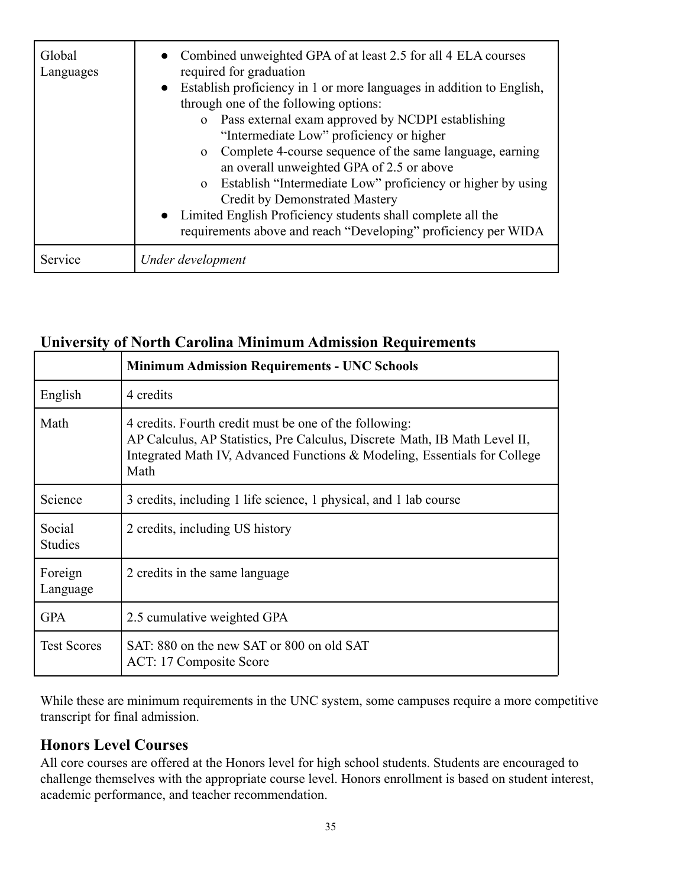| | |
|---|---|
| Global Languages | <ul><li>Combined unweighted GPA of at least 2.5 for all 4 ELA courses required for graduation</li><li>Establish proficiency in 1 or more languages in addition to English, through one of the following options:<ul><li>Pass external exam approved by NCDPI establishing "Intermediate Low" proficiency or higher</li><li>Complete 4-course sequence of the same language, earning an overall unweighted GPA of 2.5 or above</li><li>Establish "Intermediate Low" proficiency or higher by using Credit by Demonstrated Mastery</li></ul></li><li>Limited English Proficiency students shall complete all the requirements above and reach "Developing" proficiency per WIDA</li></ul> |
| Service | *Under development* |

## University of North Carolina Minimum Admission Requirements

| | **Minimum Admission Requirements - UNC Schools** |
|---|---|
| English | 4 credits |
| Math | 4 credits. Fourth credit must be one of the following: AP Calculus, AP Statistics, Pre Calculus, Discrete Math, IB Math Level II, Integrated Math IV, Advanced Functions & Modeling, Essentials for College Math |
| Science | 3 credits, including 1 life science, 1 physical, and 1 lab course |
| Social Studies | 2 credits, including US history |
| Foreign Language | 2 credits in the same language |
| GPA | 2.5 cumulative weighted GPA |
| Test Scores | SAT: 880 on the new SAT or 800 on old SAT<br>ACT: 17 Composite Score |

While these are minimum requirements in the UNC system, some campuses require a more competitive transcript for final admission.

## Honors Level Courses

All core courses are offered at the Honors level for high school students. Students are encouraged to challenge themselves with the appropriate course level. Honors enrollment is based on student interest, academic performance, and teacher recommendation.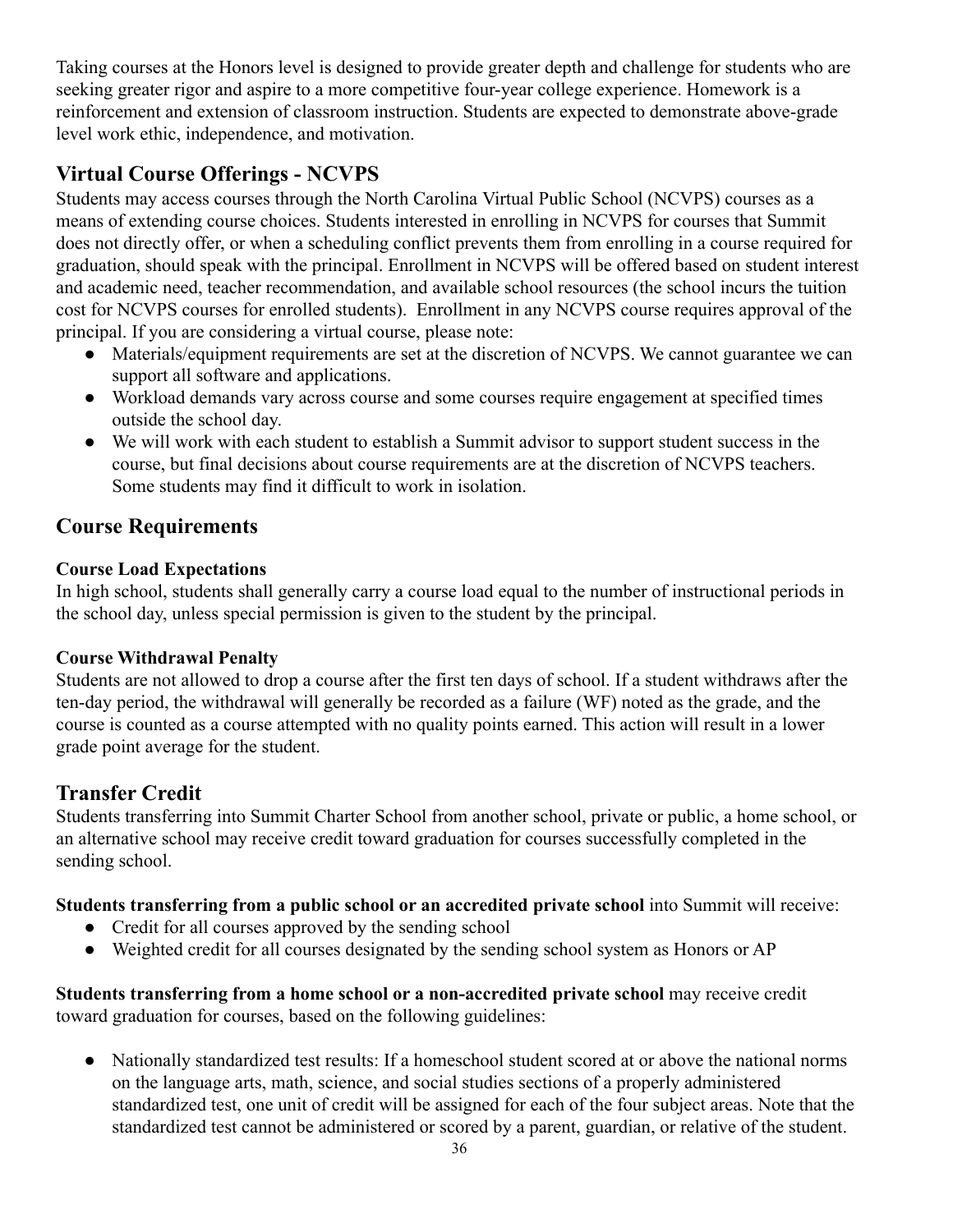Taking courses at the Honors level is designed to provide greater depth and challenge for students who are seeking greater rigor and aspire to a more competitive four-year college experience. Homework is a reinforcement and extension of classroom instruction. Students are expected to demonstrate above-grade level work ethic, independence, and motivation.

## Virtual Course Offerings - NCVPS

Students may access courses through the North Carolina Virtual Public School (NCVPS) courses as a means of extending course choices. Students interested in enrolling in NCVPS for courses that Summit does not directly offer, or when a scheduling conflict prevents them from enrolling in a course required for graduation, should speak with the principal. Enrollment in NCVPS will be offered based on student interest and academic need, teacher recommendation, and available school resources (the school incurs the tuition cost for NCVPS courses for enrolled students). Enrollment in any NCVPS course requires approval of the principal. If you are considering a virtual course, please note:

- Materials/equipment requirements are set at the discretion of NCVPS. We cannot guarantee we can support all software and applications.
- Workload demands vary across course and some courses require engagement at specified times outside the school day.
- We will work with each student to establish a Summit advisor to support student success in the course, but final decisions about course requirements are at the discretion of NCVPS teachers. Some students may find it difficult to work in isolation.

## Course Requirements

### Course Load Expectations

In high school, students shall generally carry a course load equal to the number of instructional periods in the school day, unless special permission is given to the student by the principal.

### Course Withdrawal Penalty

Students are not allowed to drop a course after the first ten days of school. If a student withdraws after the ten-day period, the withdrawal will generally be recorded as a failure (WF) noted as the grade, and the course is counted as a course attempted with no quality points earned. This action will result in a lower grade point average for the student.

## Transfer Credit

Students transferring into Summit Charter School from another school, private or public, a home school, or an alternative school may receive credit toward graduation for courses successfully completed in the sending school.

**Students transferring from a public school or an accredited private school** into Summit will receive:

- Credit for all courses approved by the sending school
- Weighted credit for all courses designated by the sending school system as Honors or AP

**Students transferring from a home school or a non-accredited private school** may receive credit toward graduation for courses, based on the following guidelines:

- Nationally standardized test results: If a homeschool student scored at or above the national norms on the language arts, math, science, and social studies sections of a properly administered standardized test, one unit of credit will be assigned for each of the four subject areas. Note that the standardized test cannot be administered or scored by a parent, guardian, or relative of the student.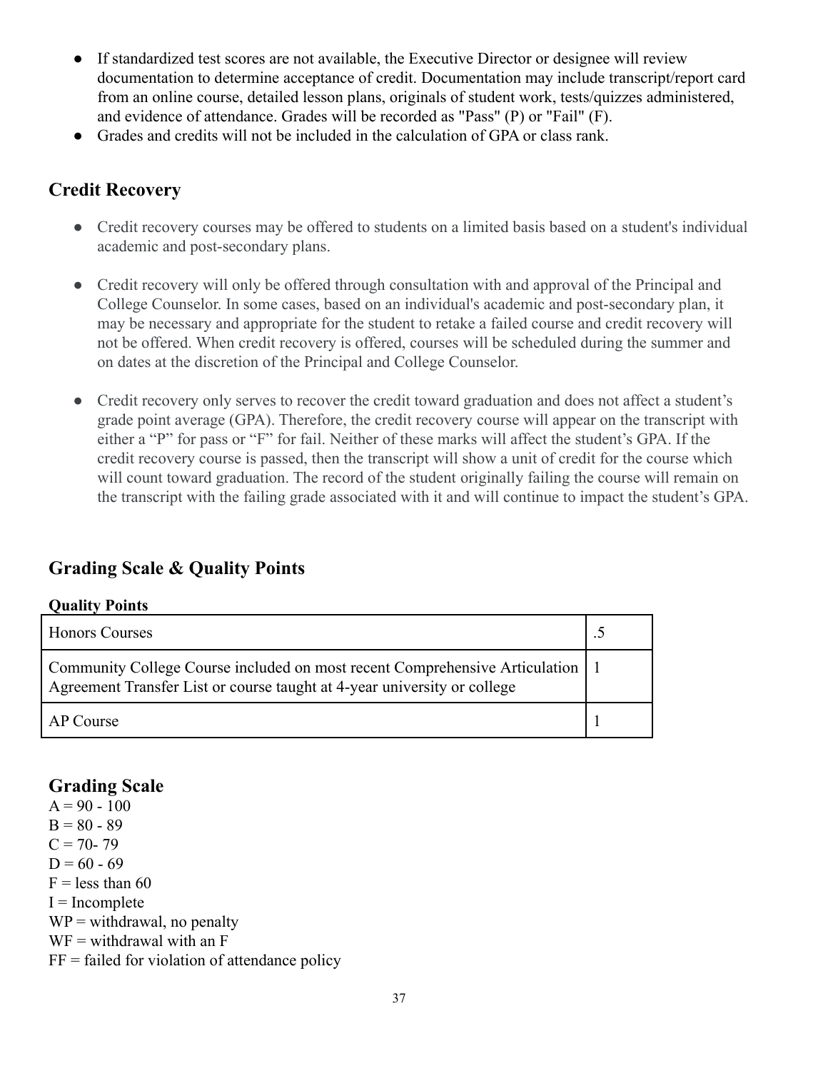- If standardized test scores are not available, the Executive Director or designee will review documentation to determine acceptance of credit. Documentation may include transcript/report card from an online course, detailed lesson plans, originals of student work, tests/quizzes administered, and evidence of attendance. Grades will be recorded as "Pass" (P) or "Fail" (F).
- Grades and credits will not be included in the calculation of GPA or class rank.

## Credit Recovery

- Credit recovery courses may be offered to students on a limited basis based on a student's individual academic and post-secondary plans.

- Credit recovery will only be offered through consultation with and approval of the Principal and College Counselor. In some cases, based on an individual's academic and post-secondary plan, it may be necessary and appropriate for the student to retake a failed course and credit recovery will not be offered. When credit recovery is offered, courses will be scheduled during the summer and on dates at the discretion of the Principal and College Counselor.

- Credit recovery only serves to recover the credit toward graduation and does not affect a student's grade point average (GPA). Therefore, the credit recovery course will appear on the transcript with either a "P" for pass or "F" for fail. Neither of these marks will affect the student's GPA. If the credit recovery course is passed, then the transcript will show a unit of credit for the course which will count toward graduation. The record of the student originally failing the course will remain on the transcript with the failing grade associated with it and will continue to impact the student's GPA.

## Grading Scale & Quality Points

**Quality Points**

| Course | Points |
|---|---|
| Honors Courses | .5 |
| Community College Course included on most recent Comprehensive Articulation Agreement Transfer List or course taught at 4-year university or college | 1 |
| AP Course | 1 |

## Grading Scale

A = 90 - 100
B = 80 - 89
C = 70- 79
D = 60 - 69
F = less than 60
I = Incomplete
WP = withdrawal, no penalty
WF = withdrawal with an F
FF = failed for violation of attendance policy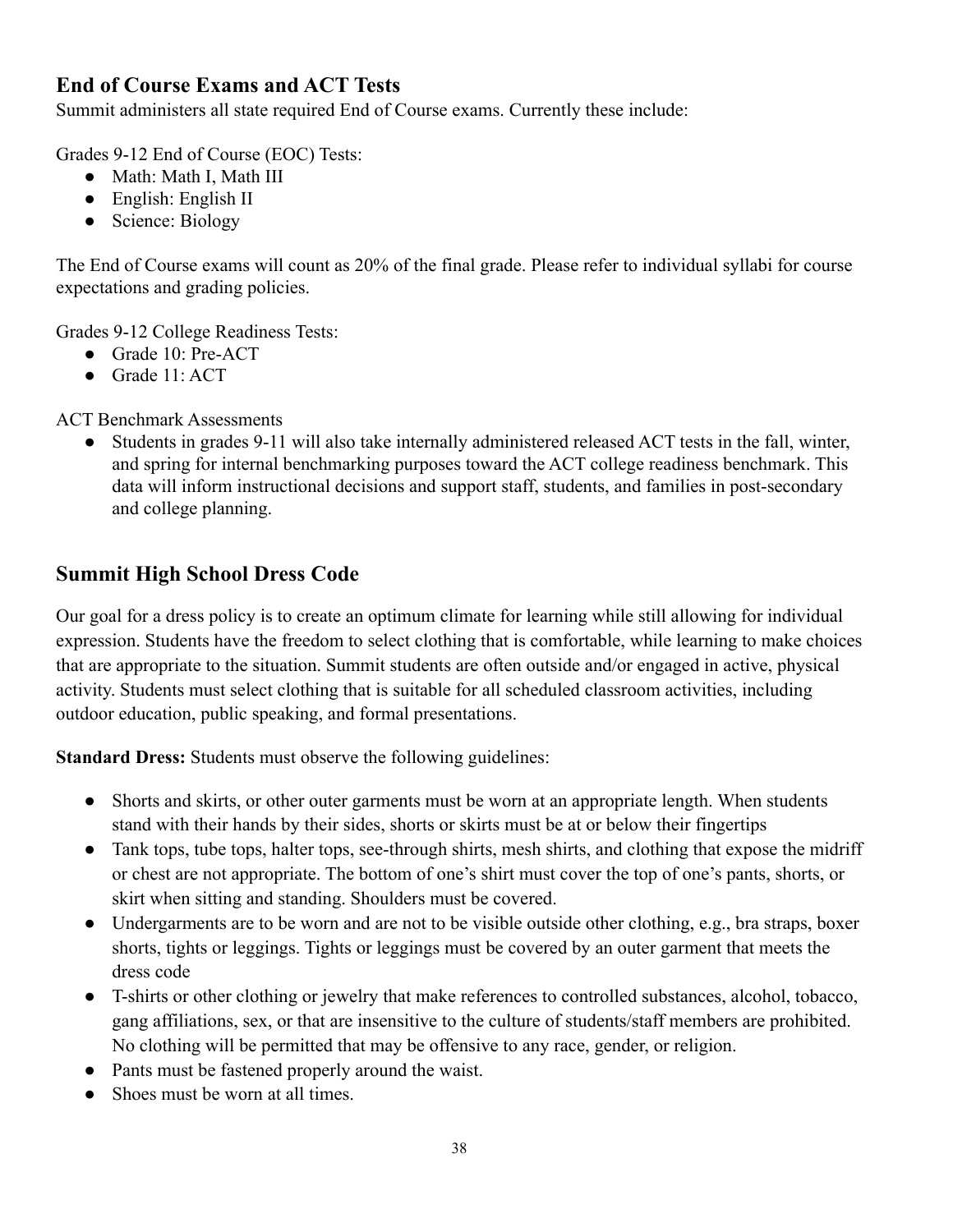## End of Course Exams and ACT Tests

Summit administers all state required End of Course exams. Currently these include:

Grades 9-12 End of Course (EOC) Tests:

- Math: Math I, Math III
- English: English II
- Science: Biology

The End of Course exams will count as 20% of the final grade. Please refer to individual syllabi for course expectations and grading policies.

Grades 9-12 College Readiness Tests:

- Grade 10: Pre-ACT
- Grade 11: ACT

ACT Benchmark Assessments

- Students in grades 9-11 will also take internally administered released ACT tests in the fall, winter, and spring for internal benchmarking purposes toward the ACT college readiness benchmark. This data will inform instructional decisions and support staff, students, and families in post-secondary and college planning.

## Summit High School Dress Code

Our goal for a dress policy is to create an optimum climate for learning while still allowing for individual expression. Students have the freedom to select clothing that is comfortable, while learning to make choices that are appropriate to the situation. Summit students are often outside and/or engaged in active, physical activity. Students must select clothing that is suitable for all scheduled classroom activities, including outdoor education, public speaking, and formal presentations.

**Standard Dress:** Students must observe the following guidelines:

- Shorts and skirts, or other outer garments must be worn at an appropriate length. When students stand with their hands by their sides, shorts or skirts must be at or below their fingertips
- Tank tops, tube tops, halter tops, see-through shirts, mesh shirts, and clothing that expose the midriff or chest are not appropriate. The bottom of one's shirt must cover the top of one's pants, shorts, or skirt when sitting and standing. Shoulders must be covered.
- Undergarments are to be worn and are not to be visible outside other clothing, e.g., bra straps, boxer shorts, tights or leggings. Tights or leggings must be covered by an outer garment that meets the dress code
- T-shirts or other clothing or jewelry that make references to controlled substances, alcohol, tobacco, gang affiliations, sex, or that are insensitive to the culture of students/staff members are prohibited. No clothing will be permitted that may be offensive to any race, gender, or religion.
- Pants must be fastened properly around the waist.
- Shoes must be worn at all times.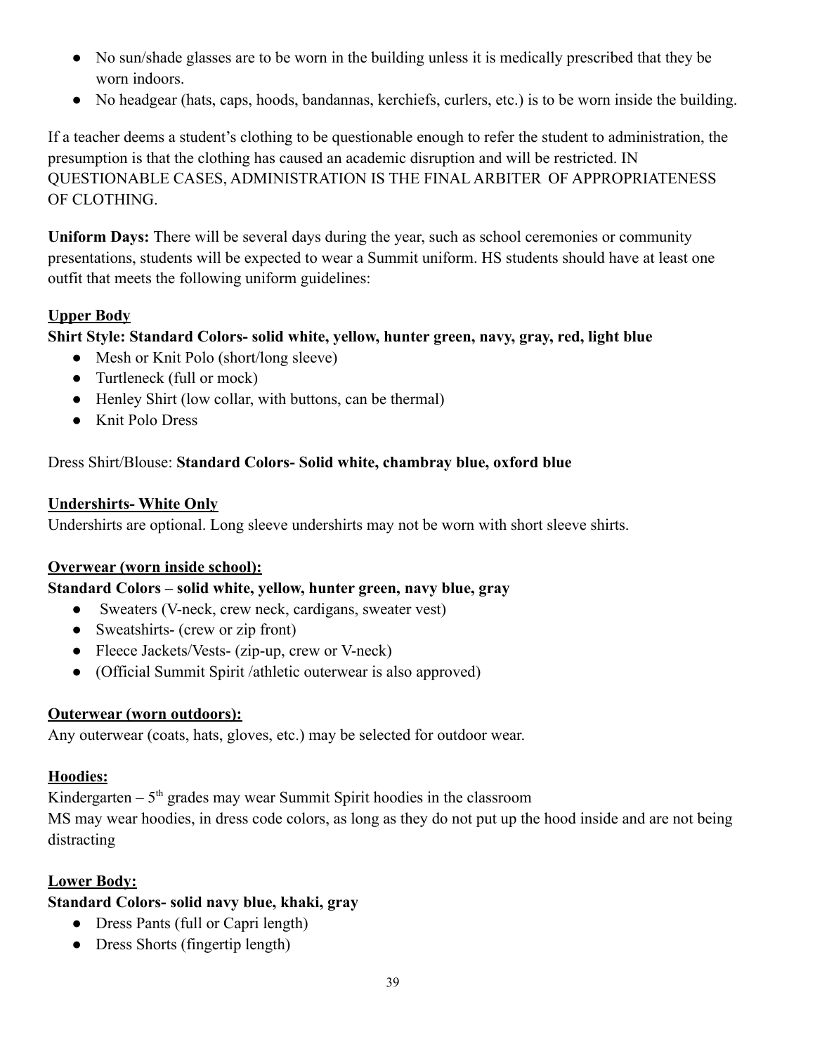- No sun/shade glasses are to be worn in the building unless it is medically prescribed that they be worn indoors.
- No headgear (hats, caps, hoods, bandannas, kerchiefs, curlers, etc.) is to be worn inside the building.

If a teacher deems a student's clothing to be questionable enough to refer the student to administration, the presumption is that the clothing has caused an academic disruption and will be restricted. IN QUESTIONABLE CASES, ADMINISTRATION IS THE FINAL ARBITER OF APPROPRIATENESS OF CLOTHING.

**Uniform Days:** There will be several days during the year, such as school ceremonies or community presentations, students will be expected to wear a Summit uniform. HS students should have at least one outfit that meets the following uniform guidelines:

**Upper Body**

**Shirt Style: Standard Colors- solid white, yellow, hunter green, navy, gray, red, light blue**

- Mesh or Knit Polo (short/long sleeve)
- Turtleneck (full or mock)
- Henley Shirt (low collar, with buttons, can be thermal)
- Knit Polo Dress

Dress Shirt/Blouse: **Standard Colors- Solid white, chambray blue, oxford blue**

**Undershirts- White Only**

Undershirts are optional. Long sleeve undershirts may not be worn with short sleeve shirts.

**Overwear (worn inside school):**

**Standard Colors – solid white, yellow, hunter green, navy blue, gray**

- Sweaters (V-neck, crew neck, cardigans, sweater vest)
- Sweatshirts- (crew or zip front)
- Fleece Jackets/Vests- (zip-up, crew or V-neck)
- (Official Summit Spirit /athletic outerwear is also approved)

**Outerwear (worn outdoors):**

Any outerwear (coats, hats, gloves, etc.) may be selected for outdoor wear.

**Hoodies:**

Kindergarten – 5th grades may wear Summit Spirit hoodies in the classroom
MS may wear hoodies, in dress code colors, as long as they do not put up the hood inside and are not being distracting

**Lower Body:**

**Standard Colors- solid navy blue, khaki, gray**

- Dress Pants (full or Capri length)
- Dress Shorts (fingertip length)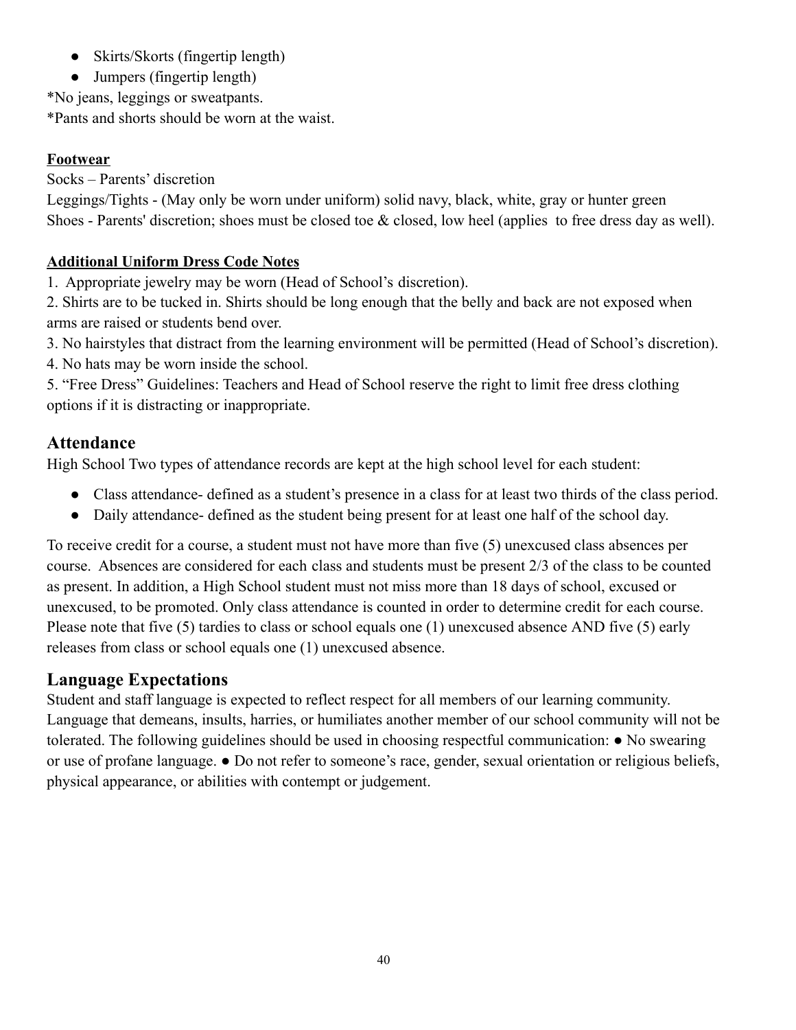- Skirts/Skorts (fingertip length)
- Jumpers (fingertip length)

*No jeans, leggings or sweatpants.
*Pants and shorts should be worn at the waist.

**Footwear**

Socks – Parents' discretion
Leggings/Tights - (May only be worn under uniform) solid navy, black, white, gray or hunter green
Shoes - Parents' discretion; shoes must be closed toe & closed, low heel (applies to free dress day as well).

**Additional Uniform Dress Code Notes**

1. Appropriate jewelry may be worn (Head of School's discretion).
2. Shirts are to be tucked in. Shirts should be long enough that the belly and back are not exposed when arms are raised or students bend over.
3. No hairstyles that distract from the learning environment will be permitted (Head of School's discretion).
4. No hats may be worn inside the school.
5. "Free Dress" Guidelines: Teachers and Head of School reserve the right to limit free dress clothing options if it is distracting or inappropriate.

## Attendance

High School Two types of attendance records are kept at the high school level for each student:

- Class attendance- defined as a student's presence in a class for at least two thirds of the class period.
- Daily attendance- defined as the student being present for at least one half of the school day.

To receive credit for a course, a student must not have more than five (5) unexcused class absences per course. Absences are considered for each class and students must be present 2/3 of the class to be counted as present. In addition, a High School student must not miss more than 18 days of school, excused or unexcused, to be promoted. Only class attendance is counted in order to determine credit for each course. Please note that five (5) tardies to class or school equals one (1) unexcused absence AND five (5) early releases from class or school equals one (1) unexcused absence.

## Language Expectations

Student and staff language is expected to reflect respect for all members of our learning community. Language that demeans, insults, harries, or humiliates another member of our school community will not be tolerated. The following guidelines should be used in choosing respectful communication: ● No swearing or use of profane language. ● Do not refer to someone's race, gender, sexual orientation or religious beliefs, physical appearance, or abilities with contempt or judgement.